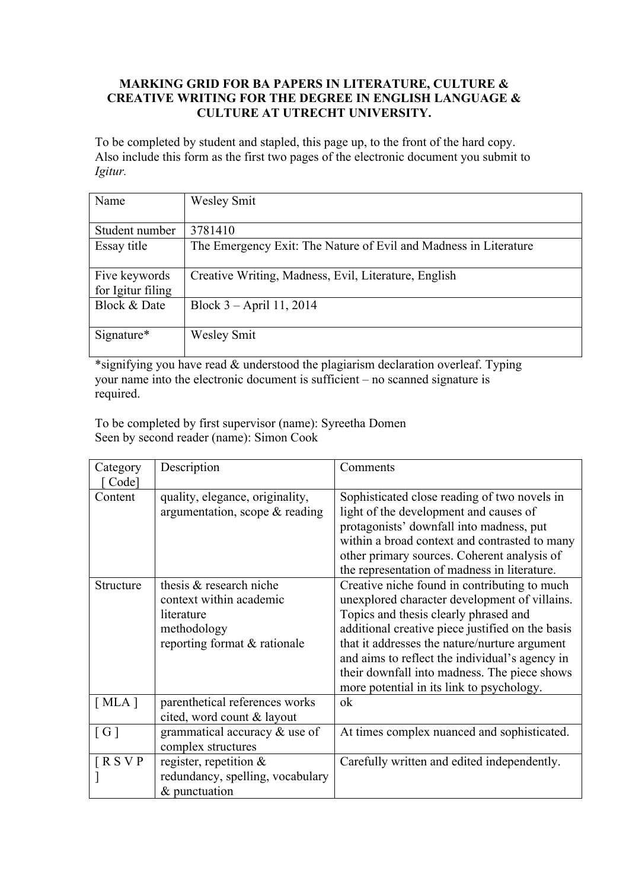**MARKING GRID FOR BA PAPERS IN LITERATURE, CULTURE & CREATIVE WRITING FOR THE DEGREE IN ENGLISH LANGUAGE & CULTURE AT UTRECHT UNIVERSITY.**

To be completed by student and stapled, this page up, to the front of the hard copy. Also include this form as the first two pages of the electronic document you submit to *Igitur.*

| Name | Wesley Smit |
|---|---|
| Student number | 3781410 |
| Essay title | The Emergency Exit: The Nature of Evil and Madness in Literature |
| Five keywords for Igitur filing | Creative Writing, Madness, Evil, Literature, English |
| Block & Date | Block 3 – April 11, 2014 |
| Signature* | Wesley Smit |

*signifying you have read & understood the plagiarism declaration overleaf. Typing your name into the electronic document is sufficient – no scanned signature is required.

To be completed by first supervisor (name): Syreetha Domen
Seen by second reader (name): Simon Cook

| Category [ Code] | Description | Comments |
|---|---|---|
| Content | quality, elegance, originality, argumentation, scope & reading | Sophisticated close reading of two novels in light of the development and causes of protagonists' downfall into madness, put within a broad context and contrasted to many other primary sources. Coherent analysis of the representation of madness in literature. |
| Structure | thesis & research niche<br>context within academic literature<br>methodology<br>reporting format & rationale | Creative niche found in contributing to much unexplored character development of villains. Topics and thesis clearly phrased and additional creative piece justified on the basis that it addresses the nature/nurture argument and aims to reflect the individual's agency in their downfall into madness. The piece shows more potential in its link to psychology. |
| [ MLA ] | parenthetical references works cited, word count & layout | ok |
| [ G ] | grammatical accuracy & use of complex structures | At times complex nuanced and sophisticated. |
| [ R S V P ] | register, repetition & redundancy, spelling, vocabulary & punctuation | Carefully written and edited independently. |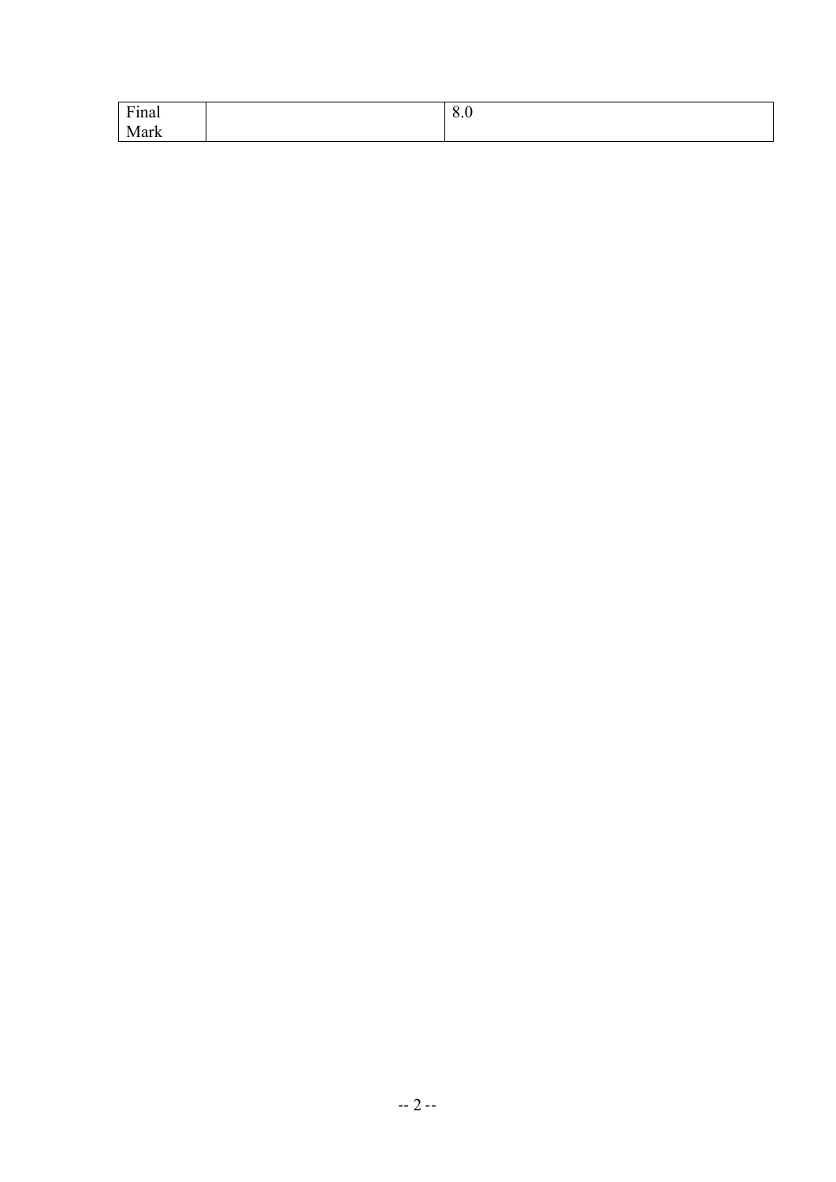| Final Mark | | 8.0 |
| --- | --- | --- |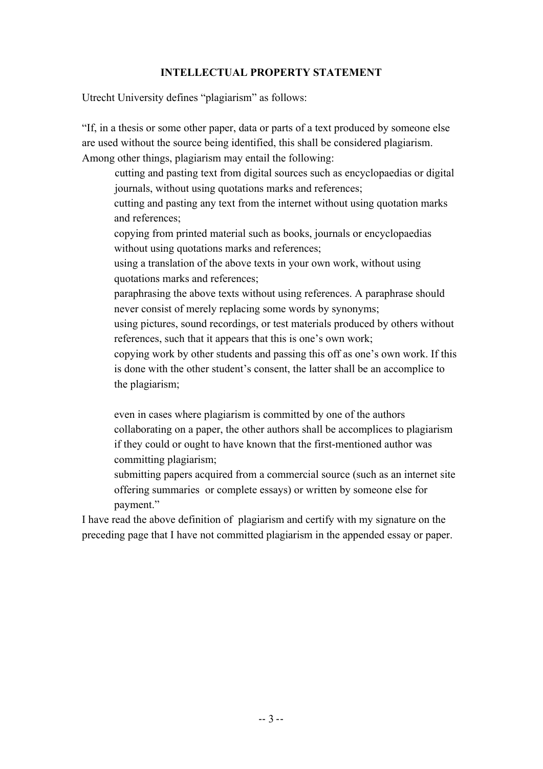**INTELLECTUAL PROPERTY STATEMENT**

Utrecht University defines "plagiarism" as follows:

"If, in a thesis or some other paper, data or parts of a text produced by someone else are used without the source being identified, this shall be considered plagiarism. Among other things, plagiarism may entail the following:

- cutting and pasting text from digital sources such as encyclopaedias or digital journals, without using quotations marks and references;
- cutting and pasting any text from the internet without using quotation marks and references;
- copying from printed material such as books, journals or encyclopaedias without using quotations marks and references;
- using a translation of the above texts in your own work, without using quotations marks and references;
- paraphrasing the above texts without using references. A paraphrase should never consist of merely replacing some words by synonyms;
- using pictures, sound recordings, or test materials produced by others without references, such that it appears that this is one's own work;
- copying work by other students and passing this off as one's own work. If this is done with the other student's consent, the latter shall be an accomplice to the plagiarism;
- even in cases where plagiarism is committed by one of the authors collaborating on a paper, the other authors shall be accomplices to plagiarism if they could or ought to have known that the first-mentioned author was committing plagiarism;
- submitting papers acquired from a commercial source (such as an internet site offering summaries or complete essays) or written by someone else for payment."

I have read the above definition of plagiarism and certify with my signature on the preceding page that I have not committed plagiarism in the appended essay or paper.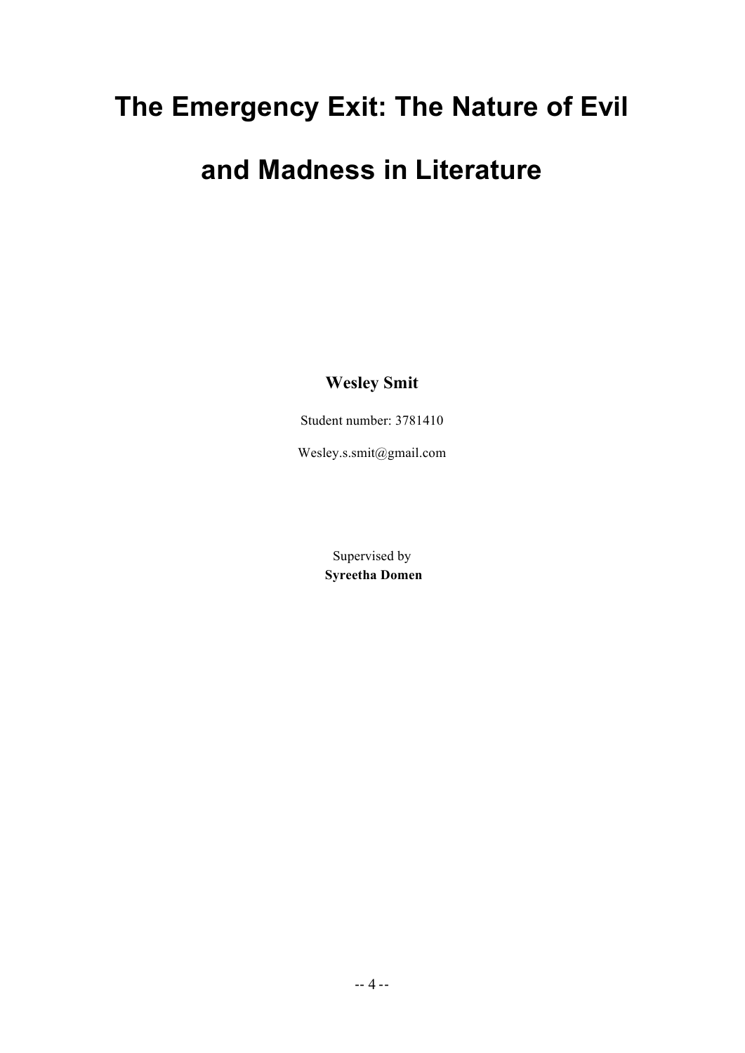# The Emergency Exit: The Nature of Evil and Madness in Literature

**Wesley Smit**

Student number: 3781410

Wesley.s.smit@gmail.com

Supervised by
**Syreetha Domen**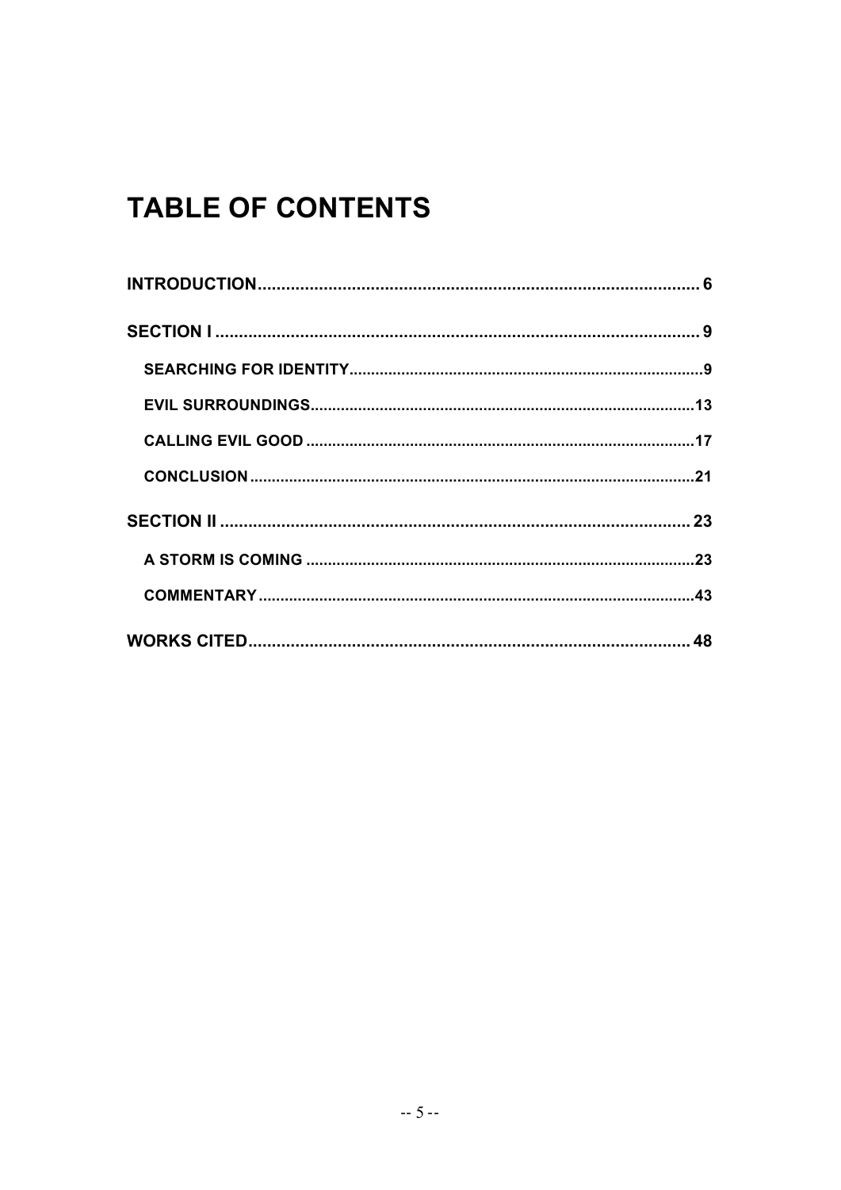# TABLE OF CONTENTS

**INTRODUCTION** ..... 6

**SECTION I** ..... 9

- **SEARCHING FOR IDENTITY** ..... 9
- **EVIL SURROUNDINGS** ..... 13
- **CALLING EVIL GOOD** ..... 17
- **CONCLUSION** ..... 21

**SECTION II** ..... 23

- **A STORM IS COMING** ..... 23
- **COMMENTARY** ..... 43

**WORKS CITED** ..... 48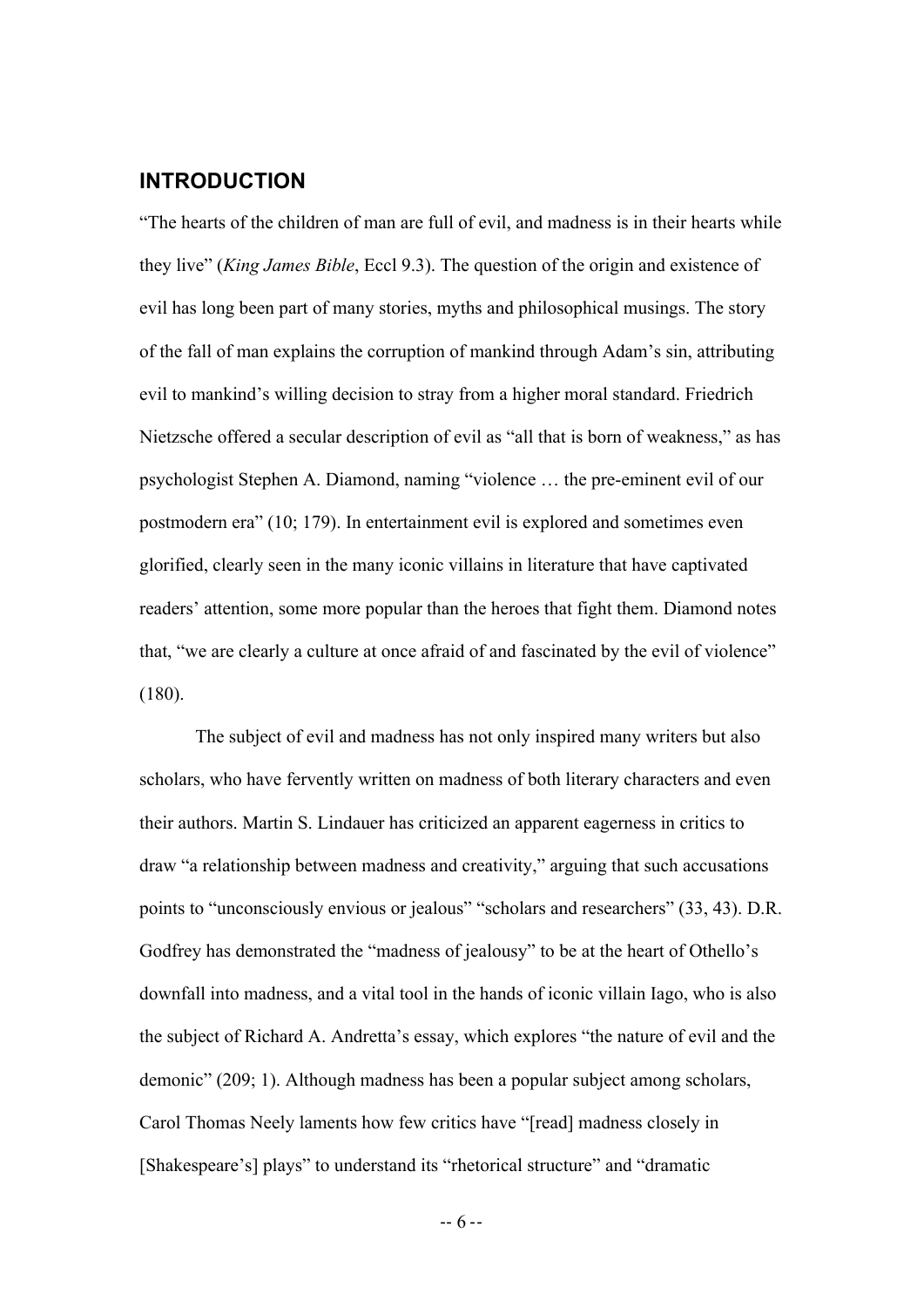## INTRODUCTION

"The hearts of the children of man are full of evil, and madness is in their hearts while they live" (*King James Bible*, Eccl 9.3). The question of the origin and existence of evil has long been part of many stories, myths and philosophical musings. The story of the fall of man explains the corruption of mankind through Adam's sin, attributing evil to mankind's willing decision to stray from a higher moral standard. Friedrich Nietzsche offered a secular description of evil as "all that is born of weakness," as has psychologist Stephen A. Diamond, naming "violence … the pre-eminent evil of our postmodern era" (10; 179). In entertainment evil is explored and sometimes even glorified, clearly seen in the many iconic villains in literature that have captivated readers' attention, some more popular than the heroes that fight them. Diamond notes that, "we are clearly a culture at once afraid of and fascinated by the evil of violence" (180).

The subject of evil and madness has not only inspired many writers but also scholars, who have fervently written on madness of both literary characters and even their authors. Martin S. Lindauer has criticized an apparent eagerness in critics to draw "a relationship between madness and creativity," arguing that such accusations points to "unconsciously envious or jealous" "scholars and researchers" (33, 43). D.R. Godfrey has demonstrated the "madness of jealousy" to be at the heart of Othello's downfall into madness, and a vital tool in the hands of iconic villain Iago, who is also the subject of Richard A. Andretta's essay, which explores "the nature of evil and the demonic" (209; 1). Although madness has been a popular subject among scholars, Carol Thomas Neely laments how few critics have "[read] madness closely in [Shakespeare's] plays" to understand its "rhetorical structure" and "dramatic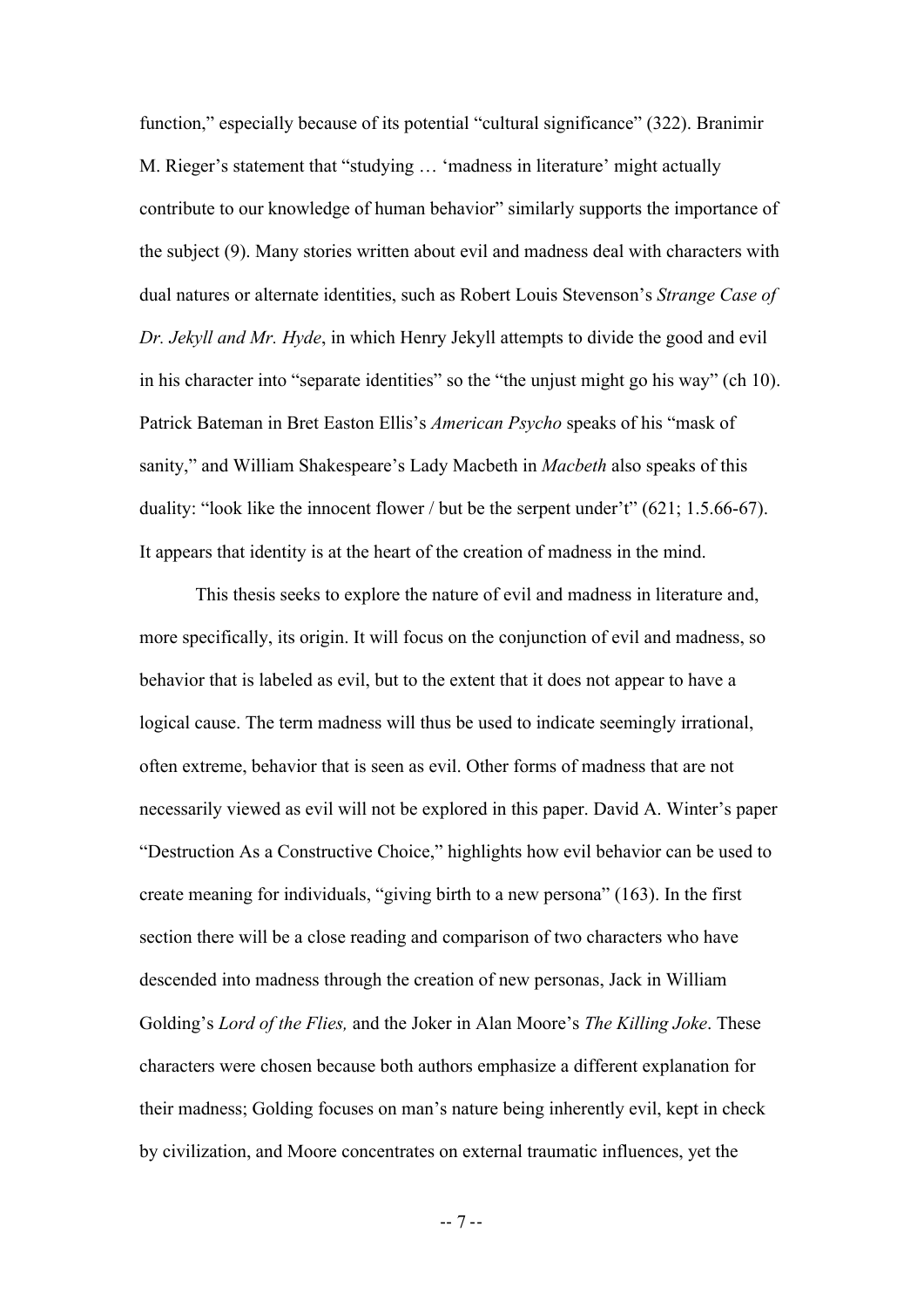function," especially because of its potential "cultural significance" (322). Branimir M. Rieger's statement that "studying … 'madness in literature' might actually contribute to our knowledge of human behavior" similarly supports the importance of the subject (9). Many stories written about evil and madness deal with characters with dual natures or alternate identities, such as Robert Louis Stevenson's *Strange Case of Dr. Jekyll and Mr. Hyde*, in which Henry Jekyll attempts to divide the good and evil in his character into "separate identities" so the "the unjust might go his way" (ch 10). Patrick Bateman in Bret Easton Ellis's *American Psycho* speaks of his "mask of sanity," and William Shakespeare's Lady Macbeth in *Macbeth* also speaks of this duality: "look like the innocent flower / but be the serpent under't" (621; 1.5.66-67). It appears that identity is at the heart of the creation of madness in the mind.

This thesis seeks to explore the nature of evil and madness in literature and, more specifically, its origin. It will focus on the conjunction of evil and madness, so behavior that is labeled as evil, but to the extent that it does not appear to have a logical cause. The term madness will thus be used to indicate seemingly irrational, often extreme, behavior that is seen as evil. Other forms of madness that are not necessarily viewed as evil will not be explored in this paper. David A. Winter's paper "Destruction As a Constructive Choice," highlights how evil behavior can be used to create meaning for individuals, "giving birth to a new persona" (163). In the first section there will be a close reading and comparison of two characters who have descended into madness through the creation of new personas, Jack in William Golding's *Lord of the Flies,* and the Joker in Alan Moore's *The Killing Joke*. These characters were chosen because both authors emphasize a different explanation for their madness; Golding focuses on man's nature being inherently evil, kept in check by civilization, and Moore concentrates on external traumatic influences, yet the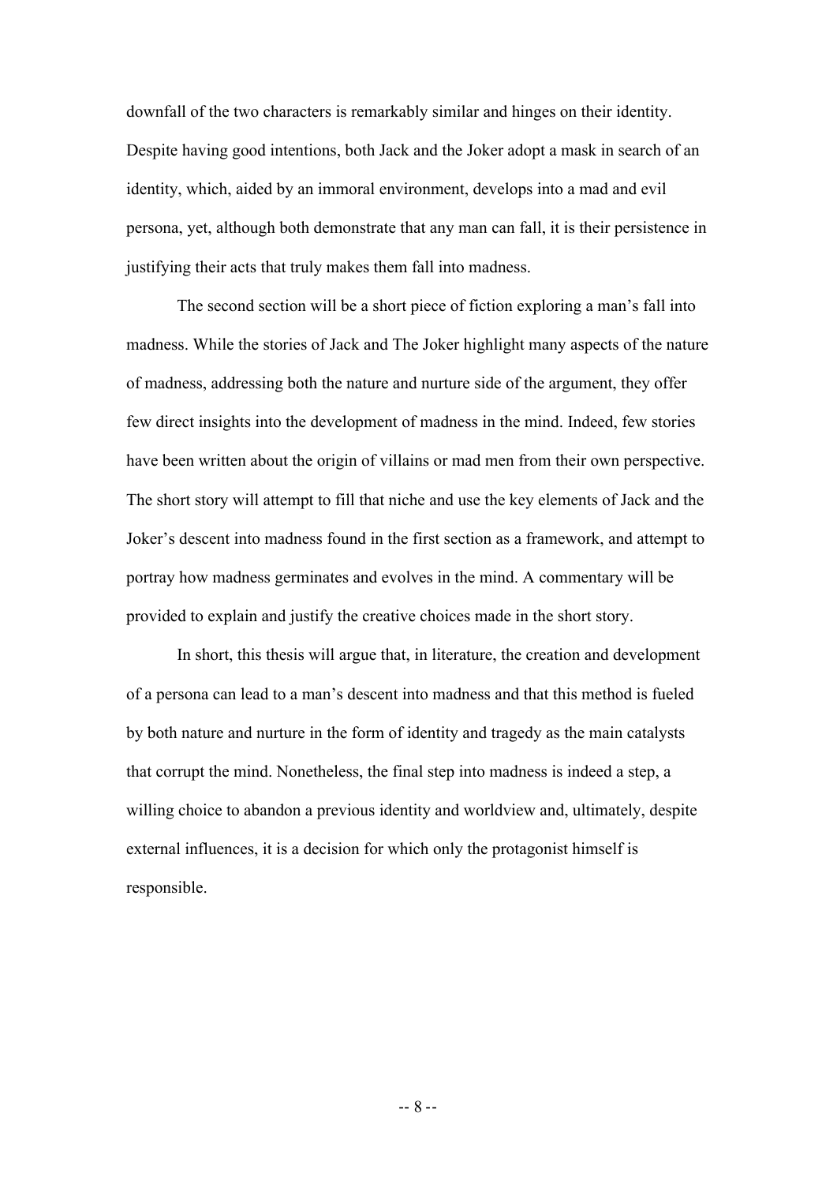downfall of the two characters is remarkably similar and hinges on their identity. Despite having good intentions, both Jack and the Joker adopt a mask in search of an identity, which, aided by an immoral environment, develops into a mad and evil persona, yet, although both demonstrate that any man can fall, it is their persistence in justifying their acts that truly makes them fall into madness.

The second section will be a short piece of fiction exploring a man's fall into madness. While the stories of Jack and The Joker highlight many aspects of the nature of madness, addressing both the nature and nurture side of the argument, they offer few direct insights into the development of madness in the mind. Indeed, few stories have been written about the origin of villains or mad men from their own perspective. The short story will attempt to fill that niche and use the key elements of Jack and the Joker's descent into madness found in the first section as a framework, and attempt to portray how madness germinates and evolves in the mind. A commentary will be provided to explain and justify the creative choices made in the short story.

In short, this thesis will argue that, in literature, the creation and development of a persona can lead to a man's descent into madness and that this method is fueled by both nature and nurture in the form of identity and tragedy as the main catalysts that corrupt the mind. Nonetheless, the final step into madness is indeed a step, a willing choice to abandon a previous identity and worldview and, ultimately, despite external influences, it is a decision for which only the protagonist himself is responsible.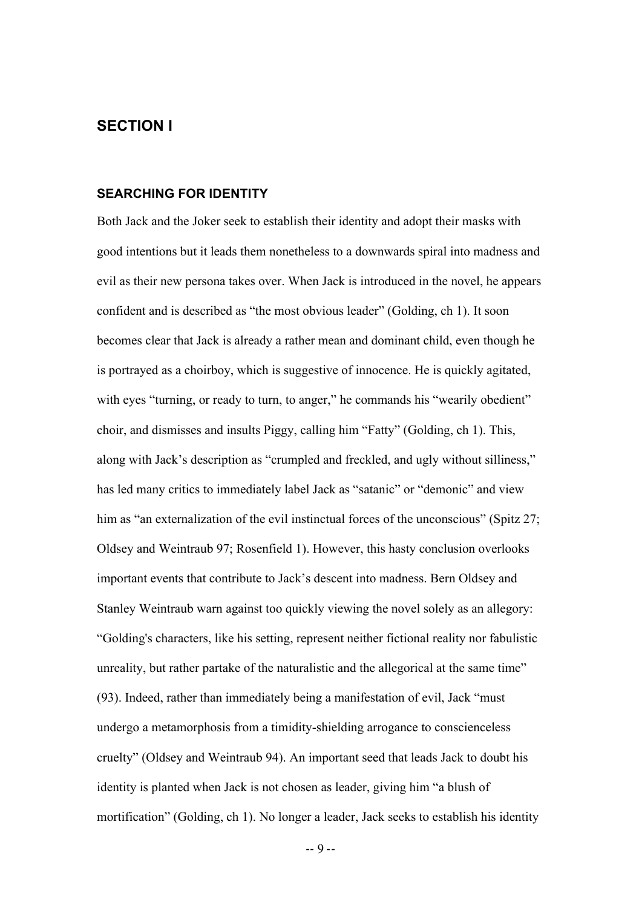## SECTION I

### SEARCHING FOR IDENTITY

Both Jack and the Joker seek to establish their identity and adopt their masks with good intentions but it leads them nonetheless to a downwards spiral into madness and evil as their new persona takes over. When Jack is introduced in the novel, he appears confident and is described as "the most obvious leader" (Golding, ch 1). It soon becomes clear that Jack is already a rather mean and dominant child, even though he is portrayed as a choirboy, which is suggestive of innocence. He is quickly agitated, with eyes "turning, or ready to turn, to anger," he commands his "wearily obedient" choir, and dismisses and insults Piggy, calling him "Fatty" (Golding, ch 1). This, along with Jack's description as "crumpled and freckled, and ugly without silliness," has led many critics to immediately label Jack as "satanic" or "demonic" and view him as "an externalization of the evil instinctual forces of the unconscious" (Spitz 27; Oldsey and Weintraub 97; Rosenfield 1). However, this hasty conclusion overlooks important events that contribute to Jack's descent into madness. Bern Oldsey and Stanley Weintraub warn against too quickly viewing the novel solely as an allegory: "Golding's characters, like his setting, represent neither fictional reality nor fabulistic unreality, but rather partake of the naturalistic and the allegorical at the same time" (93). Indeed, rather than immediately being a manifestation of evil, Jack "must undergo a metamorphosis from a timidity-shielding arrogance to conscienceless cruelty" (Oldsey and Weintraub 94). An important seed that leads Jack to doubt his identity is planted when Jack is not chosen as leader, giving him "a blush of mortification" (Golding, ch 1). No longer a leader, Jack seeks to establish his identity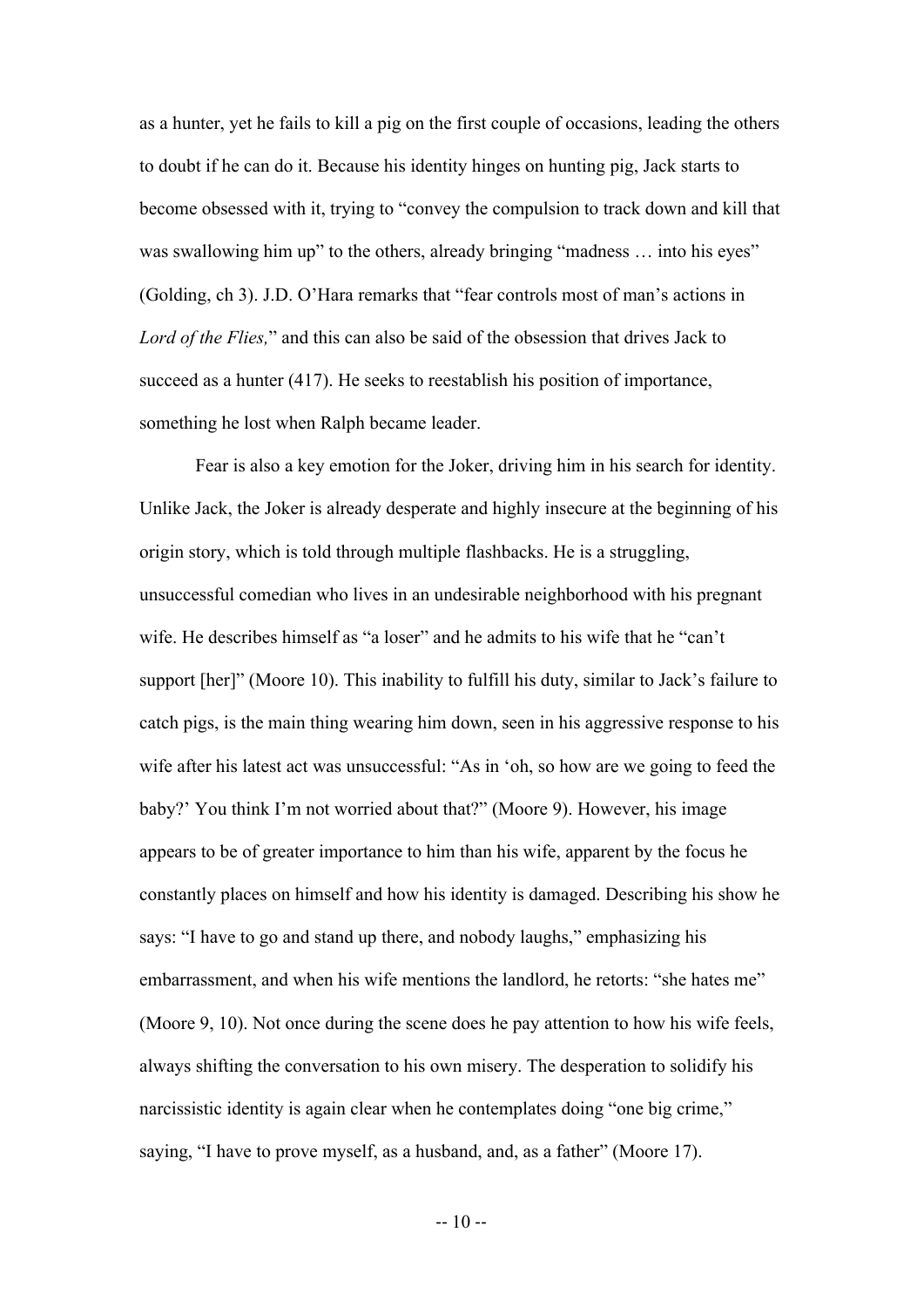as a hunter, yet he fails to kill a pig on the first couple of occasions, leading the others to doubt if he can do it. Because his identity hinges on hunting pig, Jack starts to become obsessed with it, trying to "convey the compulsion to track down and kill that was swallowing him up" to the others, already bringing "madness … into his eyes" (Golding, ch 3). J.D. O'Hara remarks that "fear controls most of man's actions in *Lord of the Flies,*" and this can also be said of the obsession that drives Jack to succeed as a hunter (417). He seeks to reestablish his position of importance, something he lost when Ralph became leader.

Fear is also a key emotion for the Joker, driving him in his search for identity. Unlike Jack, the Joker is already desperate and highly insecure at the beginning of his origin story, which is told through multiple flashbacks. He is a struggling, unsuccessful comedian who lives in an undesirable neighborhood with his pregnant wife. He describes himself as "a loser" and he admits to his wife that he "can't support [her]" (Moore 10). This inability to fulfill his duty, similar to Jack's failure to catch pigs, is the main thing wearing him down, seen in his aggressive response to his wife after his latest act was unsuccessful: "As in 'oh, so how are we going to feed the baby?' You think I'm not worried about that?" (Moore 9). However, his image appears to be of greater importance to him than his wife, apparent by the focus he constantly places on himself and how his identity is damaged. Describing his show he says: "I have to go and stand up there, and nobody laughs," emphasizing his embarrassment, and when his wife mentions the landlord, he retorts: "she hates me" (Moore 9, 10). Not once during the scene does he pay attention to how his wife feels, always shifting the conversation to his own misery. The desperation to solidify his narcissistic identity is again clear when he contemplates doing "one big crime," saying, "I have to prove myself, as a husband, and, as a father" (Moore 17).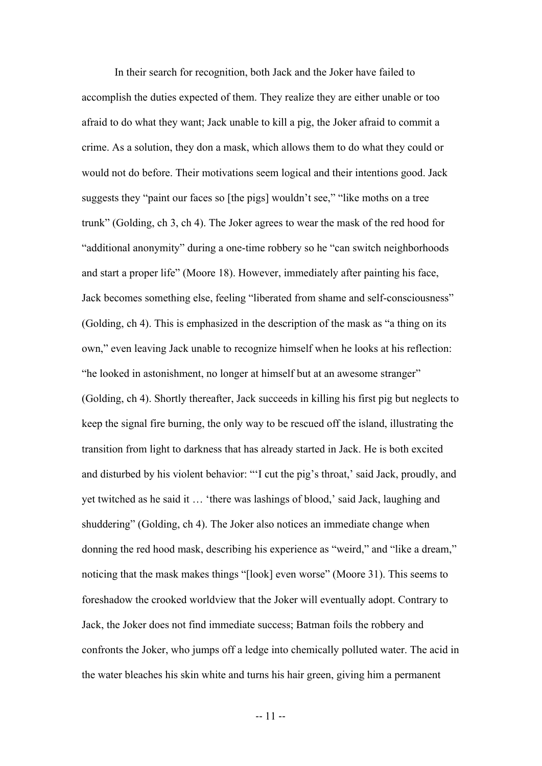In their search for recognition, both Jack and the Joker have failed to accomplish the duties expected of them. They realize they are either unable or too afraid to do what they want; Jack unable to kill a pig, the Joker afraid to commit a crime. As a solution, they don a mask, which allows them to do what they could or would not do before. Their motivations seem logical and their intentions good. Jack suggests they "paint our faces so [the pigs] wouldn't see," "like moths on a tree trunk" (Golding, ch 3, ch 4). The Joker agrees to wear the mask of the red hood for "additional anonymity" during a one-time robbery so he "can switch neighborhoods and start a proper life" (Moore 18). However, immediately after painting his face, Jack becomes something else, feeling "liberated from shame and self-consciousness" (Golding, ch 4). This is emphasized in the description of the mask as "a thing on its own," even leaving Jack unable to recognize himself when he looks at his reflection: "he looked in astonishment, no longer at himself but at an awesome stranger" (Golding, ch 4). Shortly thereafter, Jack succeeds in killing his first pig but neglects to keep the signal fire burning, the only way to be rescued off the island, illustrating the transition from light to darkness that has already started in Jack. He is both excited and disturbed by his violent behavior: "'I cut the pig's throat,' said Jack, proudly, and yet twitched as he said it … 'there was lashings of blood,' said Jack, laughing and shuddering" (Golding, ch 4). The Joker also notices an immediate change when donning the red hood mask, describing his experience as "weird," and "like a dream," noticing that the mask makes things "[look] even worse" (Moore 31). This seems to foreshadow the crooked worldview that the Joker will eventually adopt. Contrary to Jack, the Joker does not find immediate success; Batman foils the robbery and confronts the Joker, who jumps off a ledge into chemically polluted water. The acid in the water bleaches his skin white and turns his hair green, giving him a permanent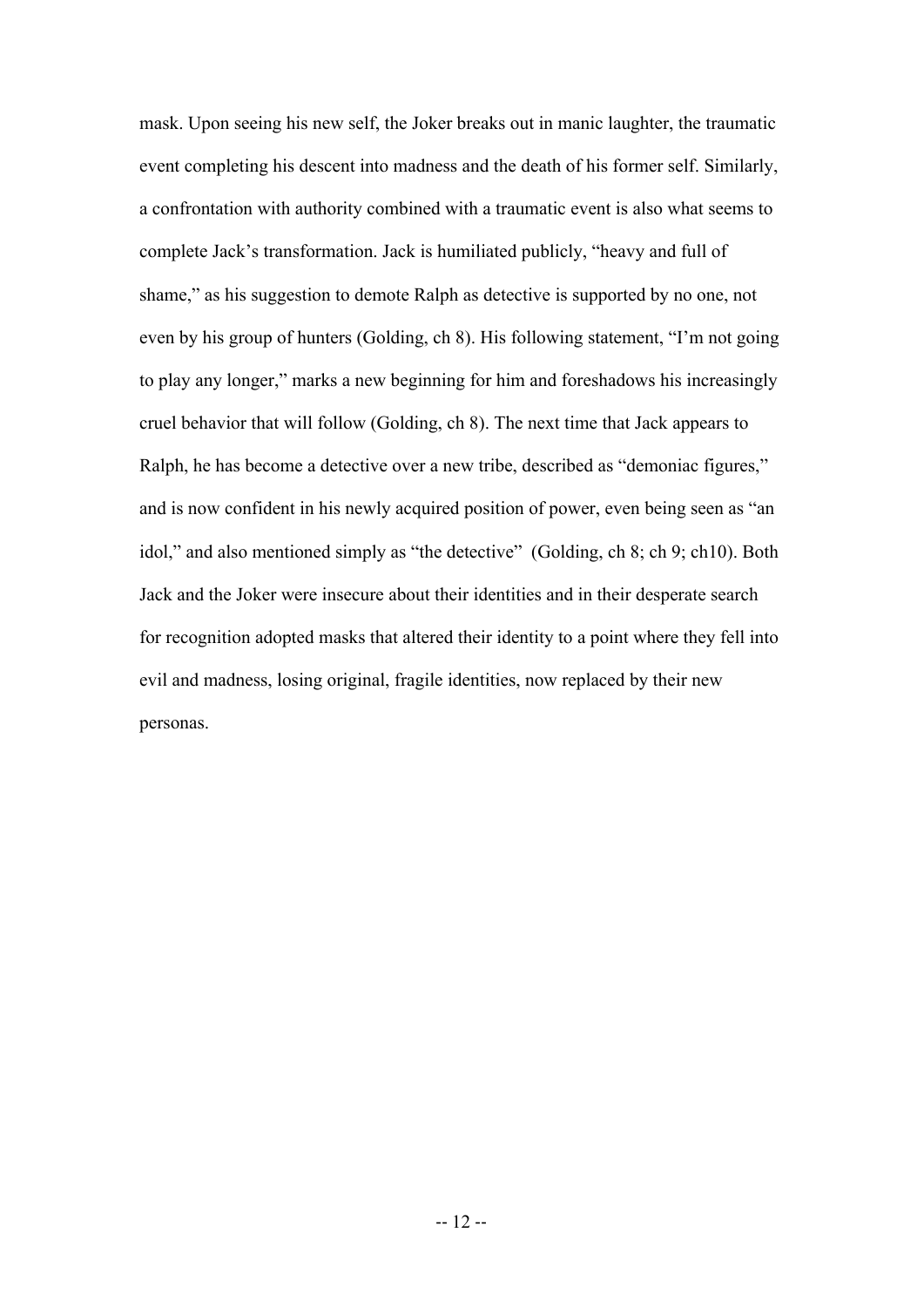mask. Upon seeing his new self, the Joker breaks out in manic laughter, the traumatic event completing his descent into madness and the death of his former self. Similarly, a confrontation with authority combined with a traumatic event is also what seems to complete Jack's transformation. Jack is humiliated publicly, "heavy and full of shame," as his suggestion to demote Ralph as detective is supported by no one, not even by his group of hunters (Golding, ch 8). His following statement, "I'm not going to play any longer," marks a new beginning for him and foreshadows his increasingly cruel behavior that will follow (Golding, ch 8). The next time that Jack appears to Ralph, he has become a detective over a new tribe, described as "demoniac figures," and is now confident in his newly acquired position of power, even being seen as "an idol," and also mentioned simply as "the detective" (Golding, ch 8; ch 9; ch10). Both Jack and the Joker were insecure about their identities and in their desperate search for recognition adopted masks that altered their identity to a point where they fell into evil and madness, losing original, fragile identities, now replaced by their new personas.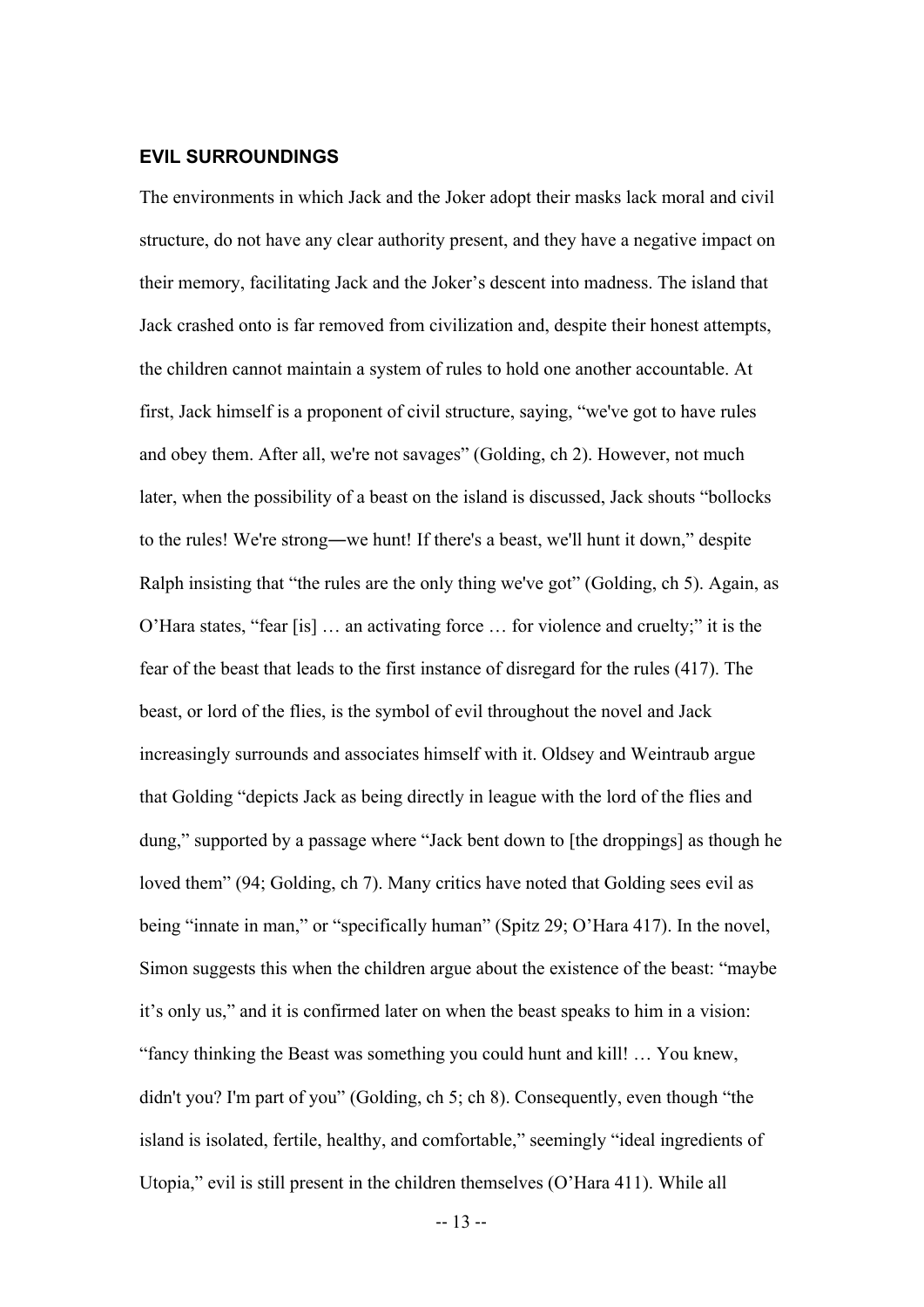#### EVIL SURROUNDINGS

The environments in which Jack and the Joker adopt their masks lack moral and civil structure, do not have any clear authority present, and they have a negative impact on their memory, facilitating Jack and the Joker's descent into madness. The island that Jack crashed onto is far removed from civilization and, despite their honest attempts, the children cannot maintain a system of rules to hold one another accountable. At first, Jack himself is a proponent of civil structure, saying, "we've got to have rules and obey them. After all, we're not savages" (Golding, ch 2). However, not much later, when the possibility of a beast on the island is discussed, Jack shouts "bollocks to the rules! We're strong―we hunt! If there's a beast, we'll hunt it down," despite Ralph insisting that "the rules are the only thing we've got" (Golding, ch 5). Again, as O'Hara states, "fear [is] … an activating force … for violence and cruelty;" it is the fear of the beast that leads to the first instance of disregard for the rules (417). The beast, or lord of the flies, is the symbol of evil throughout the novel and Jack increasingly surrounds and associates himself with it. Oldsey and Weintraub argue that Golding "depicts Jack as being directly in league with the lord of the flies and dung," supported by a passage where "Jack bent down to [the droppings] as though he loved them" (94; Golding, ch 7). Many critics have noted that Golding sees evil as being "innate in man," or "specifically human" (Spitz 29; O'Hara 417). In the novel, Simon suggests this when the children argue about the existence of the beast: "maybe it's only us," and it is confirmed later on when the beast speaks to him in a vision: "fancy thinking the Beast was something you could hunt and kill! … You knew, didn't you? I'm part of you" (Golding, ch 5; ch 8). Consequently, even though "the island is isolated, fertile, healthy, and comfortable," seemingly "ideal ingredients of Utopia," evil is still present in the children themselves (O'Hara 411). While all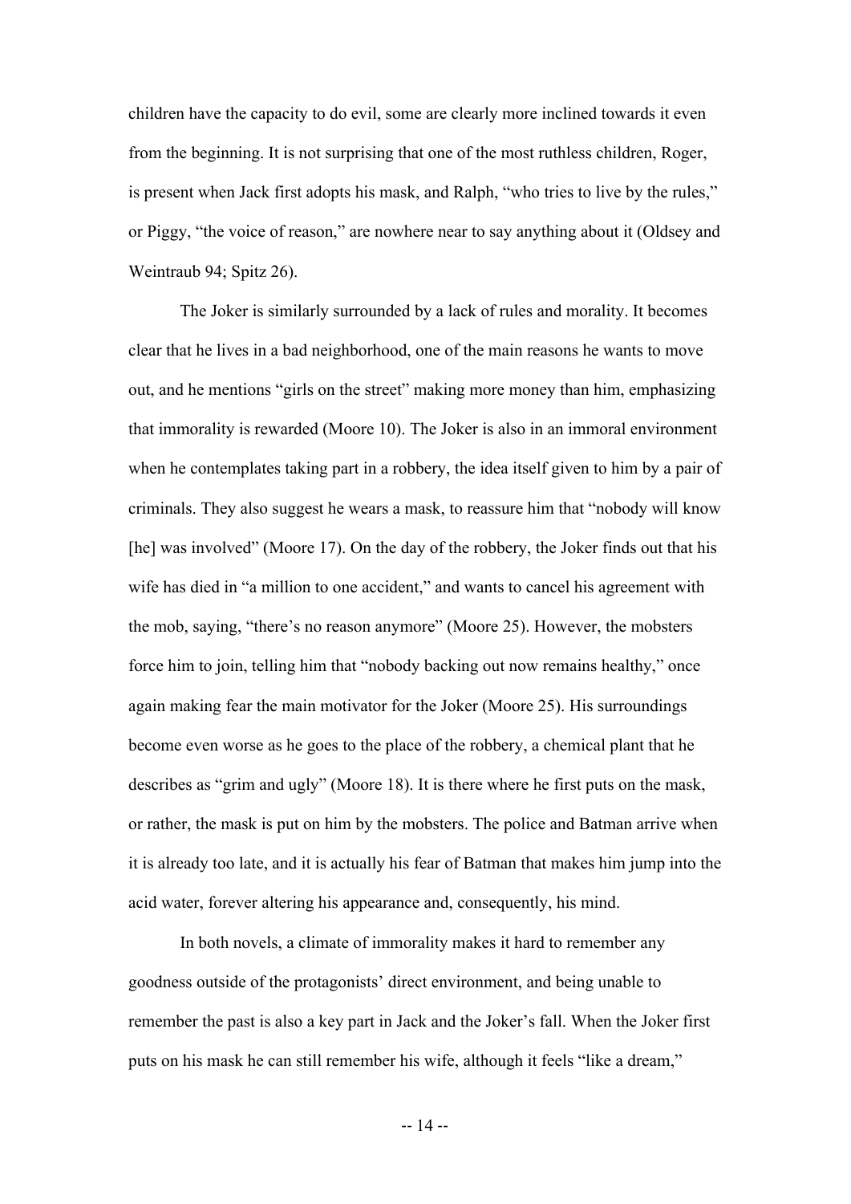children have the capacity to do evil, some are clearly more inclined towards it even from the beginning. It is not surprising that one of the most ruthless children, Roger, is present when Jack first adopts his mask, and Ralph, "who tries to live by the rules," or Piggy, "the voice of reason," are nowhere near to say anything about it (Oldsey and Weintraub 94; Spitz 26).

The Joker is similarly surrounded by a lack of rules and morality. It becomes clear that he lives in a bad neighborhood, one of the main reasons he wants to move out, and he mentions "girls on the street" making more money than him, emphasizing that immorality is rewarded (Moore 10). The Joker is also in an immoral environment when he contemplates taking part in a robbery, the idea itself given to him by a pair of criminals. They also suggest he wears a mask, to reassure him that "nobody will know [he] was involved" (Moore 17). On the day of the robbery, the Joker finds out that his wife has died in "a million to one accident," and wants to cancel his agreement with the mob, saying, "there's no reason anymore" (Moore 25). However, the mobsters force him to join, telling him that "nobody backing out now remains healthy," once again making fear the main motivator for the Joker (Moore 25). His surroundings become even worse as he goes to the place of the robbery, a chemical plant that he describes as "grim and ugly" (Moore 18). It is there where he first puts on the mask, or rather, the mask is put on him by the mobsters. The police and Batman arrive when it is already too late, and it is actually his fear of Batman that makes him jump into the acid water, forever altering his appearance and, consequently, his mind.

In both novels, a climate of immorality makes it hard to remember any goodness outside of the protagonists' direct environment, and being unable to remember the past is also a key part in Jack and the Joker's fall. When the Joker first puts on his mask he can still remember his wife, although it feels "like a dream,"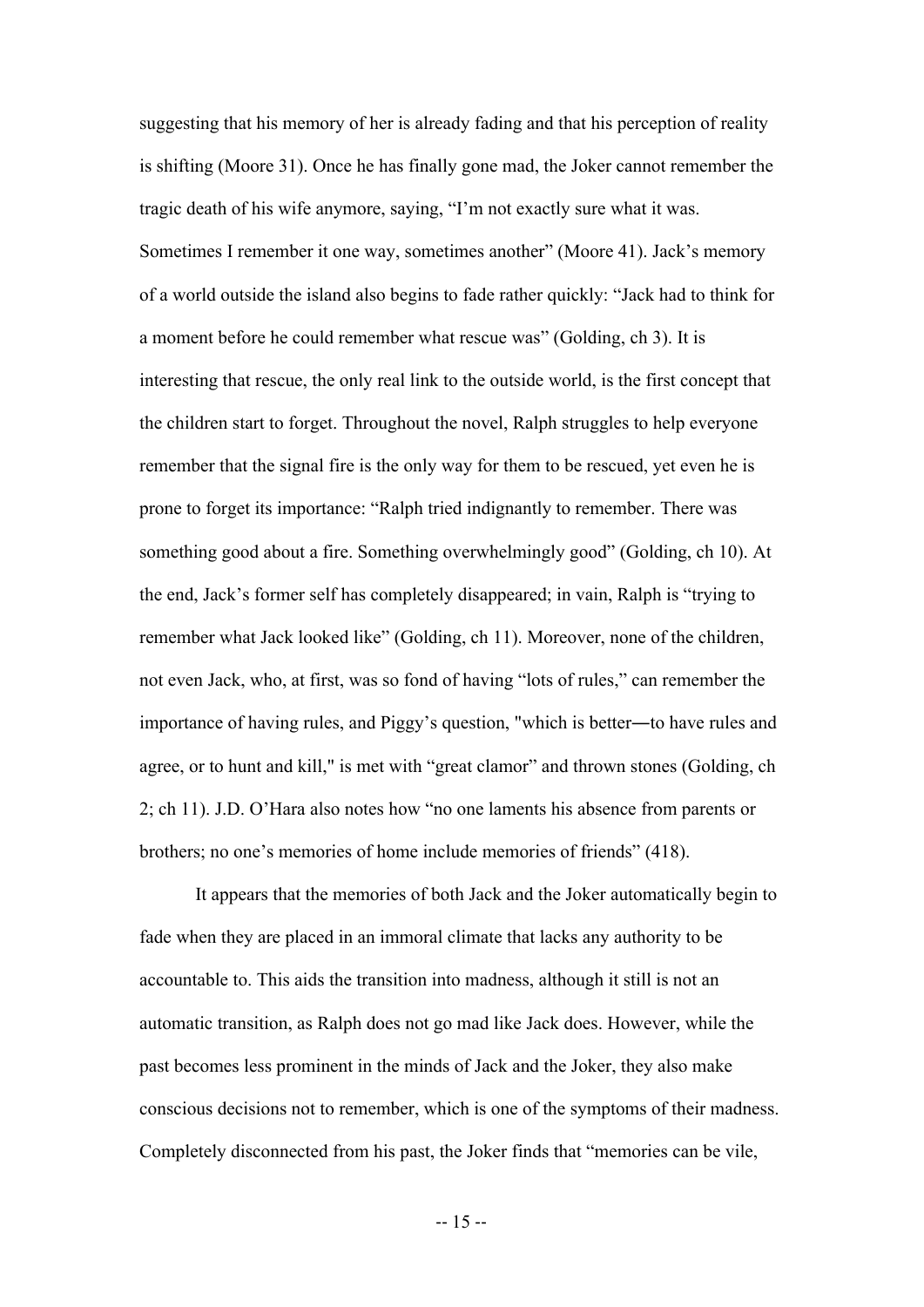suggesting that his memory of her is already fading and that his perception of reality is shifting (Moore 31). Once he has finally gone mad, the Joker cannot remember the tragic death of his wife anymore, saying, “I’m not exactly sure what it was. Sometimes I remember it one way, sometimes another” (Moore 41). Jack’s memory of a world outside the island also begins to fade rather quickly: “Jack had to think for a moment before he could remember what rescue was” (Golding, ch 3). It is interesting that rescue, the only real link to the outside world, is the first concept that the children start to forget. Throughout the novel, Ralph struggles to help everyone remember that the signal fire is the only way for them to be rescued, yet even he is prone to forget its importance: “Ralph tried indignantly to remember. There was something good about a fire. Something overwhelmingly good” (Golding, ch 10). At the end, Jack’s former self has completely disappeared; in vain, Ralph is “trying to remember what Jack looked like” (Golding, ch 11). Moreover, none of the children, not even Jack, who, at first, was so fond of having “lots of rules,” can remember the importance of having rules, and Piggy’s question, "which is better―to have rules and agree, or to hunt and kill," is met with “great clamor” and thrown stones (Golding, ch 2; ch 11). J.D. O’Hara also notes how “no one laments his absence from parents or brothers; no one’s memories of home include memories of friends” (418).

It appears that the memories of both Jack and the Joker automatically begin to fade when they are placed in an immoral climate that lacks any authority to be accountable to. This aids the transition into madness, although it still is not an automatic transition, as Ralph does not go mad like Jack does. However, while the past becomes less prominent in the minds of Jack and the Joker, they also make conscious decisions not to remember, which is one of the symptoms of their madness. Completely disconnected from his past, the Joker finds that “memories can be vile,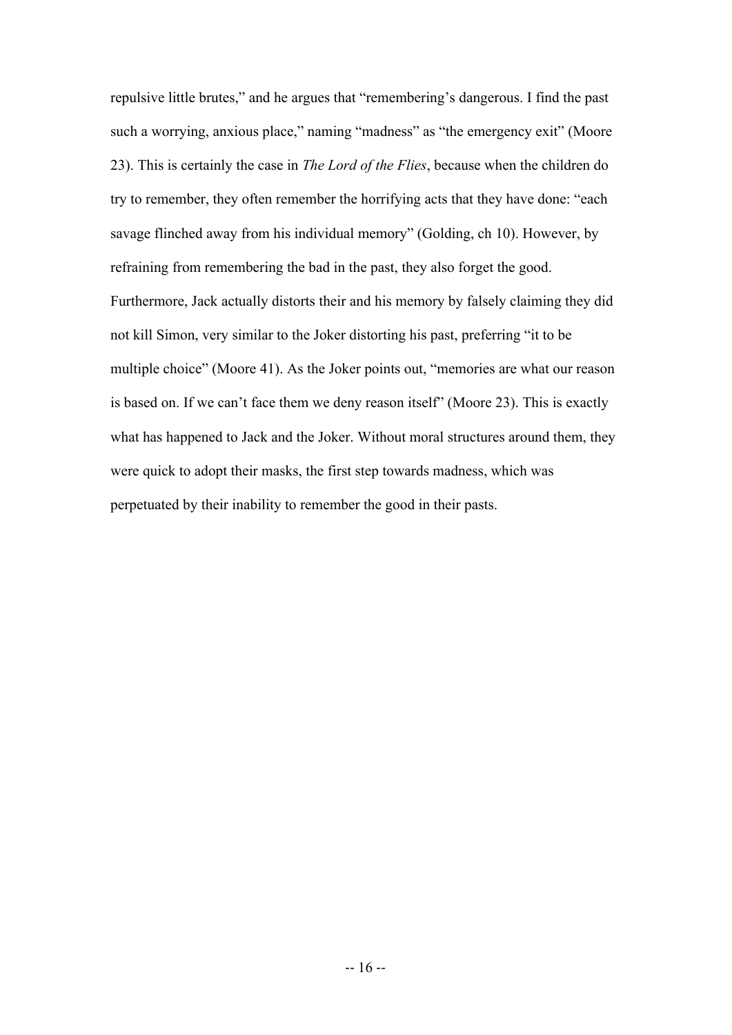repulsive little brutes," and he argues that "remembering's dangerous. I find the past such a worrying, anxious place," naming "madness" as "the emergency exit" (Moore 23). This is certainly the case in *The Lord of the Flies*, because when the children do try to remember, they often remember the horrifying acts that they have done: "each savage flinched away from his individual memory" (Golding, ch 10). However, by refraining from remembering the bad in the past, they also forget the good. Furthermore, Jack actually distorts their and his memory by falsely claiming they did not kill Simon, very similar to the Joker distorting his past, preferring "it to be multiple choice" (Moore 41). As the Joker points out, "memories are what our reason is based on. If we can't face them we deny reason itself" (Moore 23). This is exactly what has happened to Jack and the Joker. Without moral structures around them, they were quick to adopt their masks, the first step towards madness, which was perpetuated by their inability to remember the good in their pasts.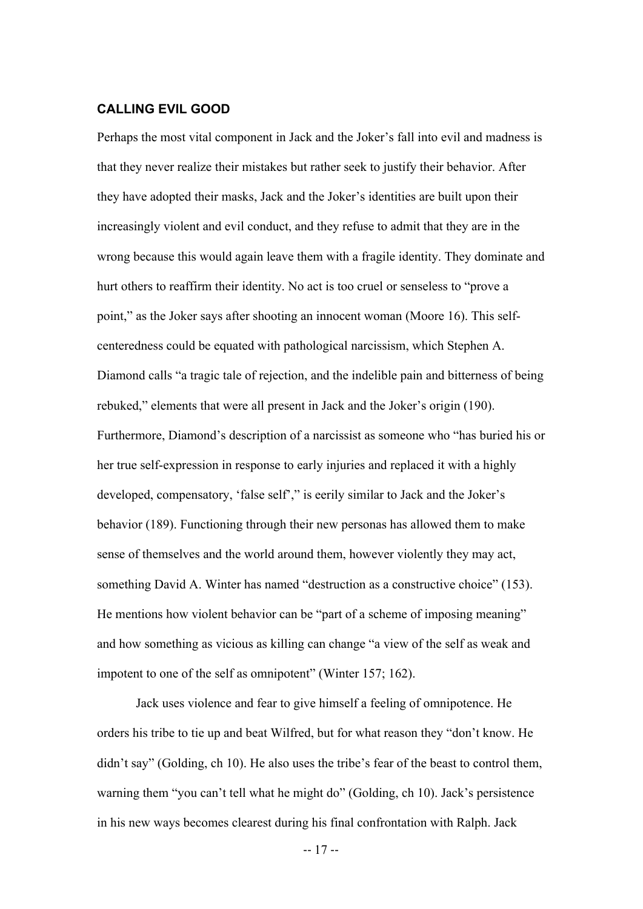## CALLING EVIL GOOD

Perhaps the most vital component in Jack and the Joker's fall into evil and madness is that they never realize their mistakes but rather seek to justify their behavior. After they have adopted their masks, Jack and the Joker's identities are built upon their increasingly violent and evil conduct, and they refuse to admit that they are in the wrong because this would again leave them with a fragile identity. They dominate and hurt others to reaffirm their identity. No act is too cruel or senseless to "prove a point," as the Joker says after shooting an innocent woman (Moore 16). This self-centeredness could be equated with pathological narcissism, which Stephen A. Diamond calls "a tragic tale of rejection, and the indelible pain and bitterness of being rebuked," elements that were all present in Jack and the Joker's origin (190). Furthermore, Diamond's description of a narcissist as someone who "has buried his or her true self-expression in response to early injuries and replaced it with a highly developed, compensatory, 'false self'," is eerily similar to Jack and the Joker's behavior (189). Functioning through their new personas has allowed them to make sense of themselves and the world around them, however violently they may act, something David A. Winter has named "destruction as a constructive choice" (153). He mentions how violent behavior can be "part of a scheme of imposing meaning" and how something as vicious as killing can change "a view of the self as weak and impotent to one of the self as omnipotent" (Winter 157; 162).

Jack uses violence and fear to give himself a feeling of omnipotence. He orders his tribe to tie up and beat Wilfred, but for what reason they "don't know. He didn't say" (Golding, ch 10). He also uses the tribe's fear of the beast to control them, warning them "you can't tell what he might do" (Golding, ch 10). Jack's persistence in his new ways becomes clearest during his final confrontation with Ralph. Jack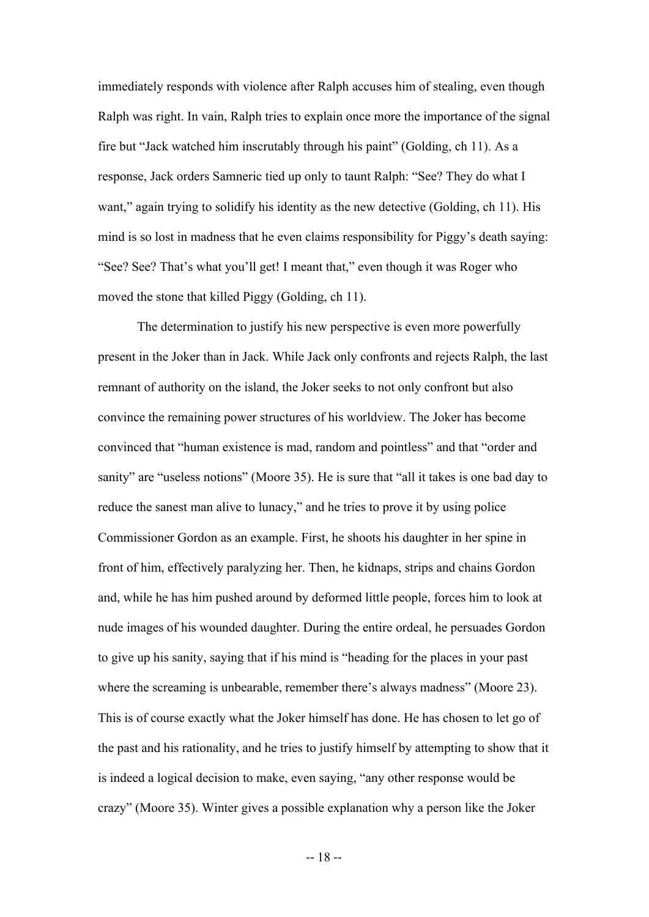immediately responds with violence after Ralph accuses him of stealing, even though Ralph was right. In vain, Ralph tries to explain once more the importance of the signal fire but "Jack watched him inscrutably through his paint" (Golding, ch 11). As a response, Jack orders Samneric tied up only to taunt Ralph: "See? They do what I want," again trying to solidify his identity as the new detective (Golding, ch 11). His mind is so lost in madness that he even claims responsibility for Piggy's death saying: "See? See? That's what you'll get! I meant that," even though it was Roger who moved the stone that killed Piggy (Golding, ch 11).

The determination to justify his new perspective is even more powerfully present in the Joker than in Jack. While Jack only confronts and rejects Ralph, the last remnant of authority on the island, the Joker seeks to not only confront but also convince the remaining power structures of his worldview. The Joker has become convinced that "human existence is mad, random and pointless" and that "order and sanity" are "useless notions" (Moore 35). He is sure that "all it takes is one bad day to reduce the sanest man alive to lunacy," and he tries to prove it by using police Commissioner Gordon as an example. First, he shoots his daughter in her spine in front of him, effectively paralyzing her. Then, he kidnaps, strips and chains Gordon and, while he has him pushed around by deformed little people, forces him to look at nude images of his wounded daughter. During the entire ordeal, he persuades Gordon to give up his sanity, saying that if his mind is "heading for the places in your past where the screaming is unbearable, remember there's always madness" (Moore 23). This is of course exactly what the Joker himself has done. He has chosen to let go of the past and his rationality, and he tries to justify himself by attempting to show that it is indeed a logical decision to make, even saying, "any other response would be crazy" (Moore 35). Winter gives a possible explanation why a person like the Joker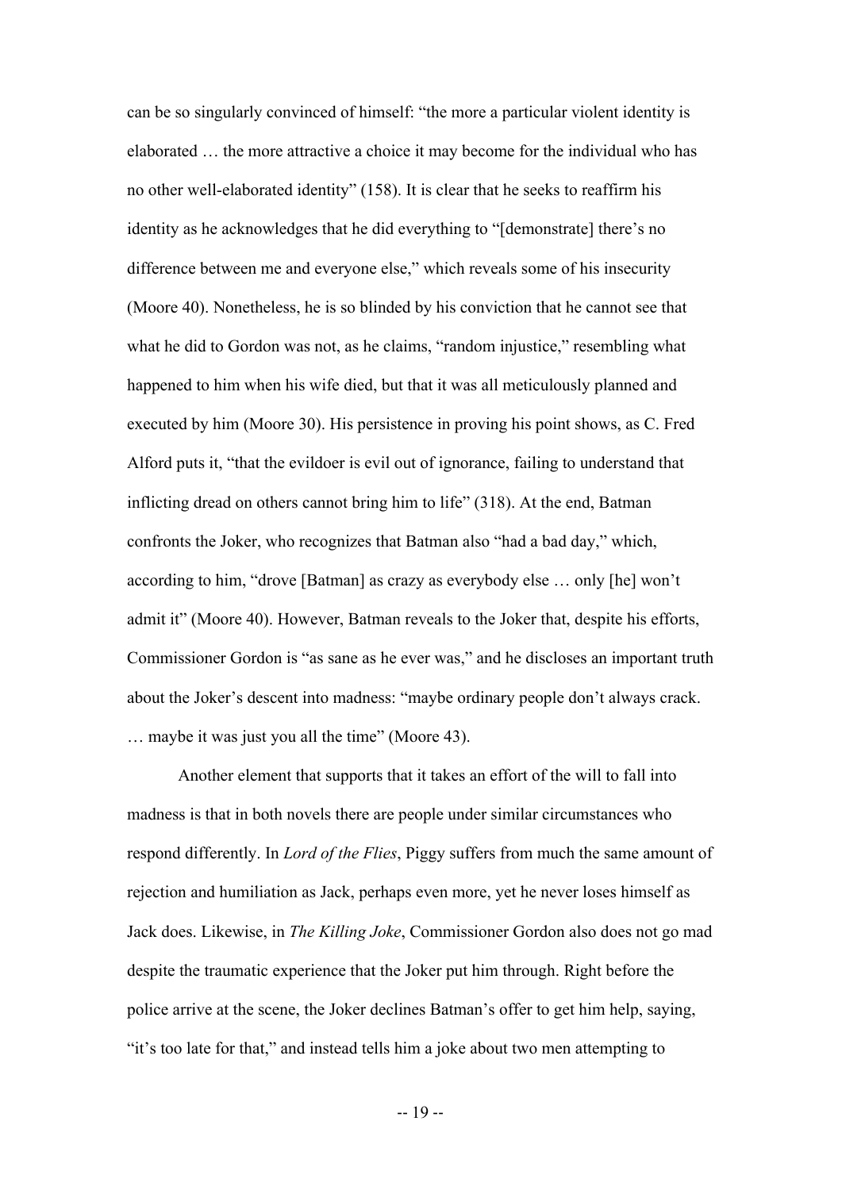can be so singularly convinced of himself: "the more a particular violent identity is elaborated … the more attractive a choice it may become for the individual who has no other well-elaborated identity" (158). It is clear that he seeks to reaffirm his identity as he acknowledges that he did everything to "[demonstrate] there's no difference between me and everyone else," which reveals some of his insecurity (Moore 40). Nonetheless, he is so blinded by his conviction that he cannot see that what he did to Gordon was not, as he claims, "random injustice," resembling what happened to him when his wife died, but that it was all meticulously planned and executed by him (Moore 30). His persistence in proving his point shows, as C. Fred Alford puts it, "that the evildoer is evil out of ignorance, failing to understand that inflicting dread on others cannot bring him to life" (318). At the end, Batman confronts the Joker, who recognizes that Batman also "had a bad day," which, according to him, "drove [Batman] as crazy as everybody else … only [he] won't admit it" (Moore 40). However, Batman reveals to the Joker that, despite his efforts, Commissioner Gordon is "as sane as he ever was," and he discloses an important truth about the Joker's descent into madness: "maybe ordinary people don't always crack. … maybe it was just you all the time" (Moore 43).

Another element that supports that it takes an effort of the will to fall into madness is that in both novels there are people under similar circumstances who respond differently. In *Lord of the Flies*, Piggy suffers from much the same amount of rejection and humiliation as Jack, perhaps even more, yet he never loses himself as Jack does. Likewise, in *The Killing Joke*, Commissioner Gordon also does not go mad despite the traumatic experience that the Joker put him through. Right before the police arrive at the scene, the Joker declines Batman's offer to get him help, saying, "it's too late for that," and instead tells him a joke about two men attempting to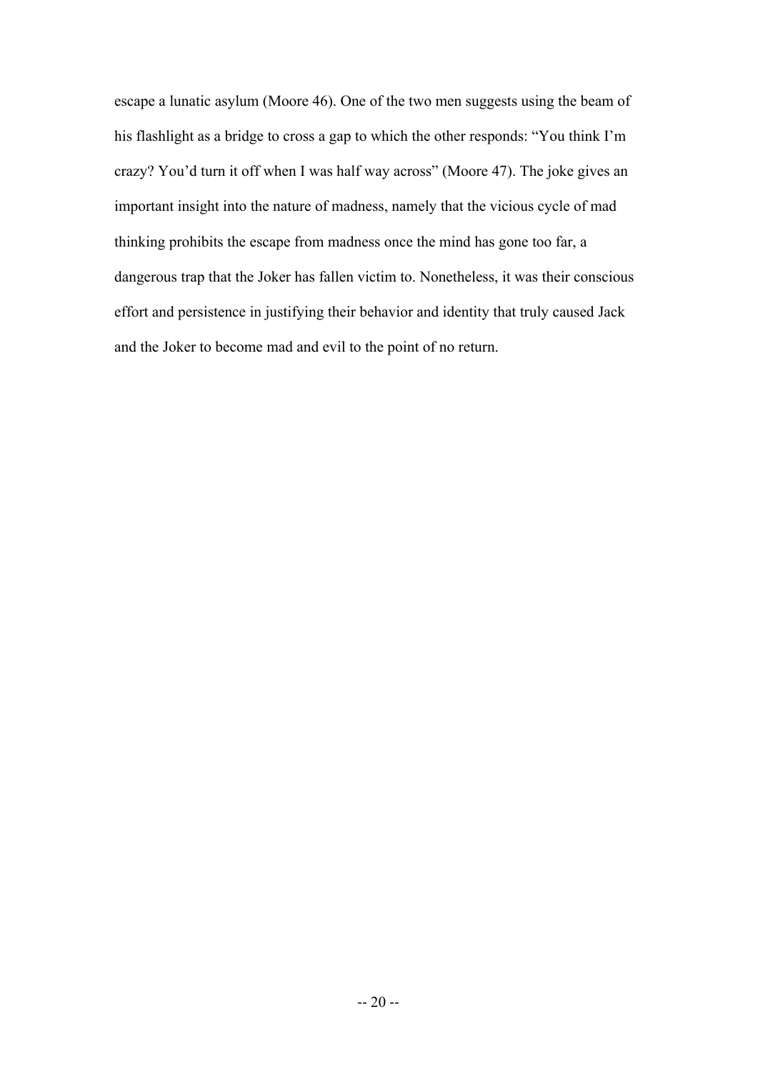escape a lunatic asylum (Moore 46). One of the two men suggests using the beam of his flashlight as a bridge to cross a gap to which the other responds: "You think I'm crazy? You'd turn it off when I was half way across" (Moore 47). The joke gives an important insight into the nature of madness, namely that the vicious cycle of mad thinking prohibits the escape from madness once the mind has gone too far, a dangerous trap that the Joker has fallen victim to. Nonetheless, it was their conscious effort and persistence in justifying their behavior and identity that truly caused Jack and the Joker to become mad and evil to the point of no return.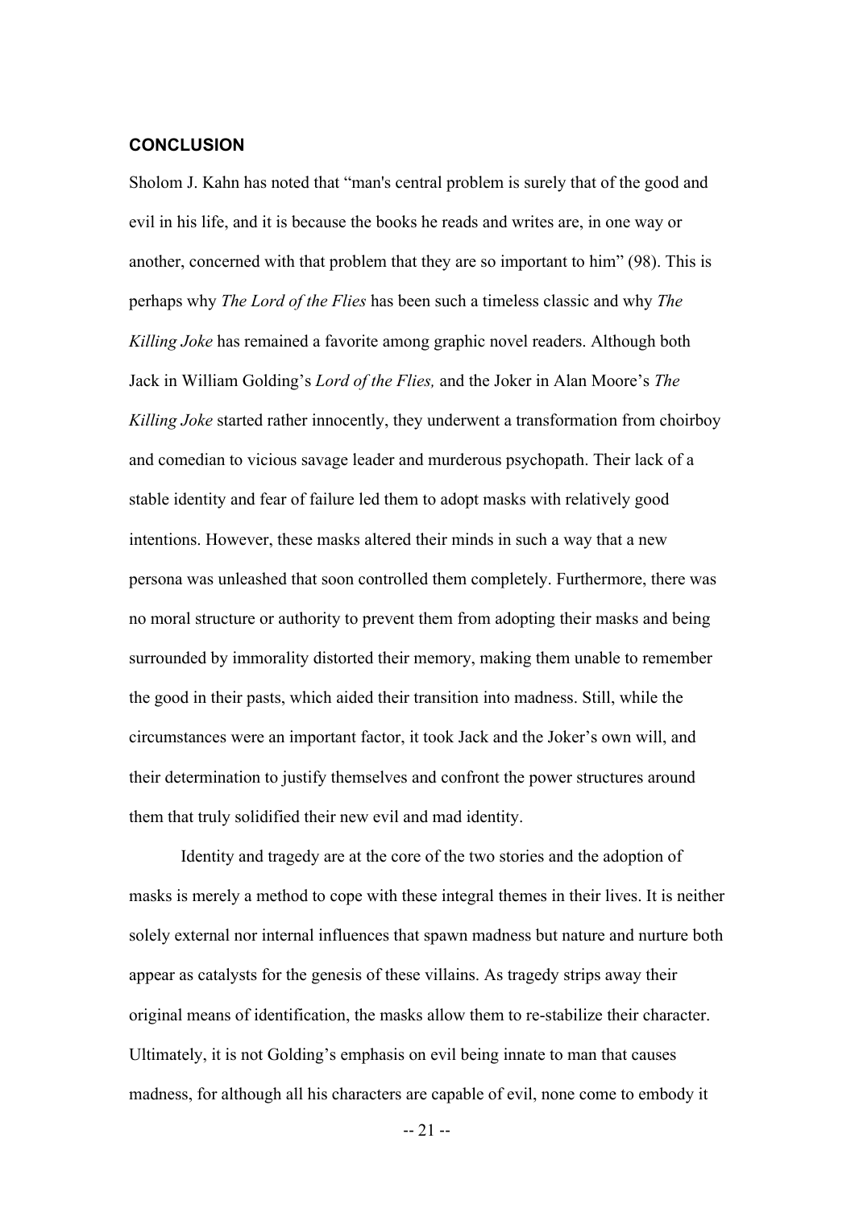## CONCLUSION

Sholom J. Kahn has noted that "man's central problem is surely that of the good and evil in his life, and it is because the books he reads and writes are, in one way or another, concerned with that problem that they are so important to him" (98). This is perhaps why *The Lord of the Flies* has been such a timeless classic and why *The Killing Joke* has remained a favorite among graphic novel readers. Although both Jack in William Golding's *Lord of the Flies,* and the Joker in Alan Moore's *The Killing Joke* started rather innocently, they underwent a transformation from choirboy and comedian to vicious savage leader and murderous psychopath. Their lack of a stable identity and fear of failure led them to adopt masks with relatively good intentions. However, these masks altered their minds in such a way that a new persona was unleashed that soon controlled them completely. Furthermore, there was no moral structure or authority to prevent them from adopting their masks and being surrounded by immorality distorted their memory, making them unable to remember the good in their pasts, which aided their transition into madness. Still, while the circumstances were an important factor, it took Jack and the Joker's own will, and their determination to justify themselves and confront the power structures around them that truly solidified their new evil and mad identity.

Identity and tragedy are at the core of the two stories and the adoption of masks is merely a method to cope with these integral themes in their lives. It is neither solely external nor internal influences that spawn madness but nature and nurture both appear as catalysts for the genesis of these villains. As tragedy strips away their original means of identification, the masks allow them to re-stabilize their character. Ultimately, it is not Golding's emphasis on evil being innate to man that causes madness, for although all his characters are capable of evil, none come to embody it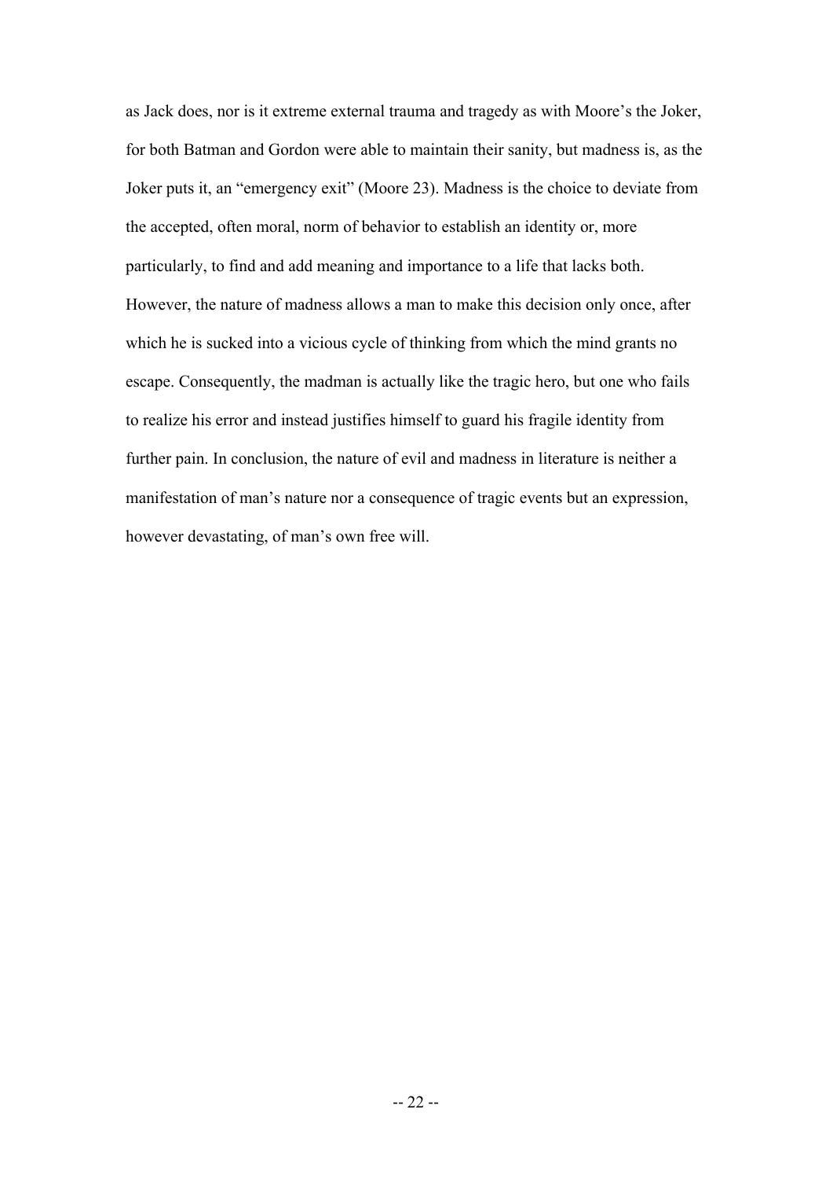as Jack does, nor is it extreme external trauma and tragedy as with Moore's the Joker, for both Batman and Gordon were able to maintain their sanity, but madness is, as the Joker puts it, an "emergency exit" (Moore 23). Madness is the choice to deviate from the accepted, often moral, norm of behavior to establish an identity or, more particularly, to find and add meaning and importance to a life that lacks both. However, the nature of madness allows a man to make this decision only once, after which he is sucked into a vicious cycle of thinking from which the mind grants no escape. Consequently, the madman is actually like the tragic hero, but one who fails to realize his error and instead justifies himself to guard his fragile identity from further pain. In conclusion, the nature of evil and madness in literature is neither a manifestation of man's nature nor a consequence of tragic events but an expression, however devastating, of man's own free will.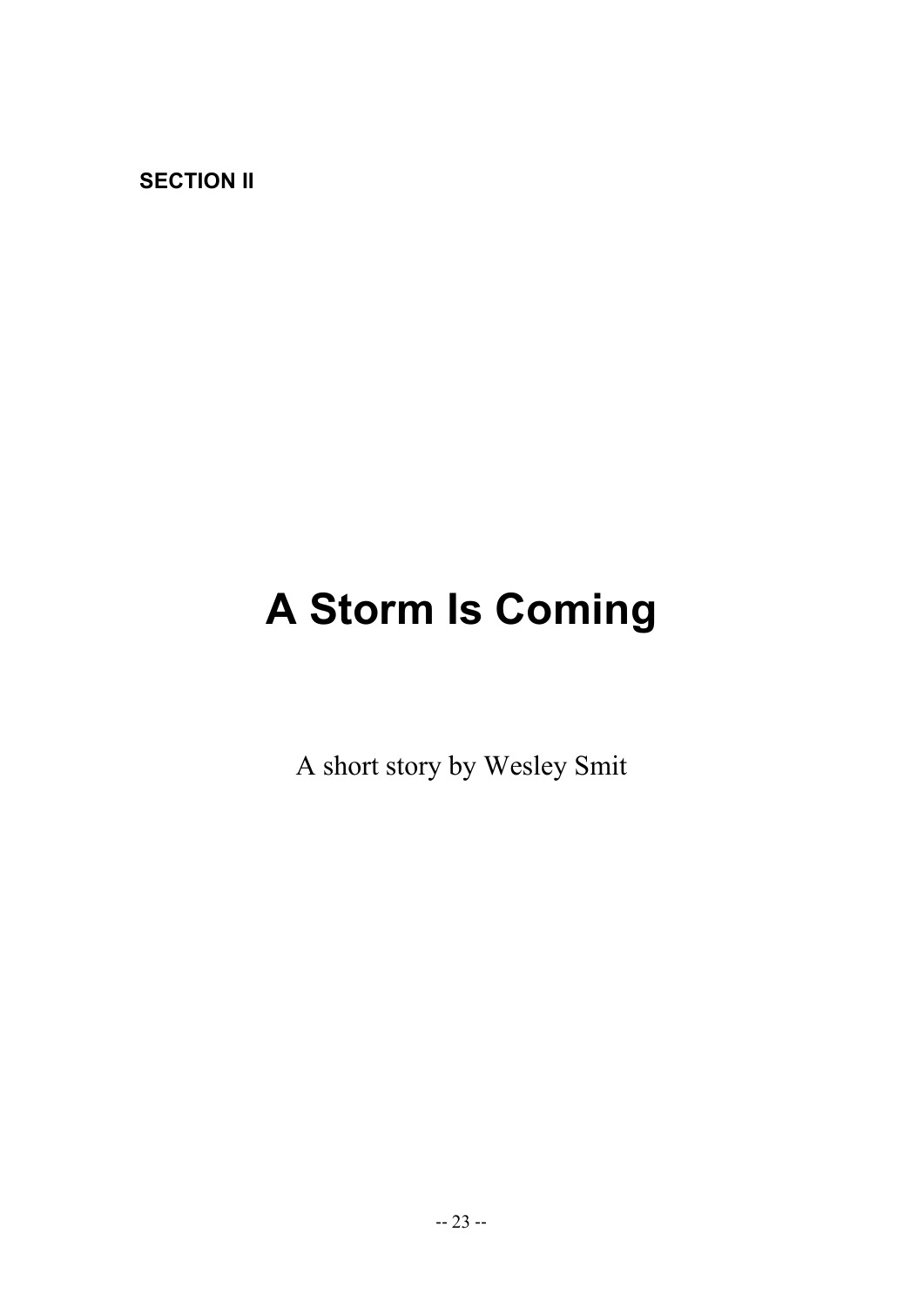**SECTION II**

# A Storm Is Coming

A short story by Wesley Smit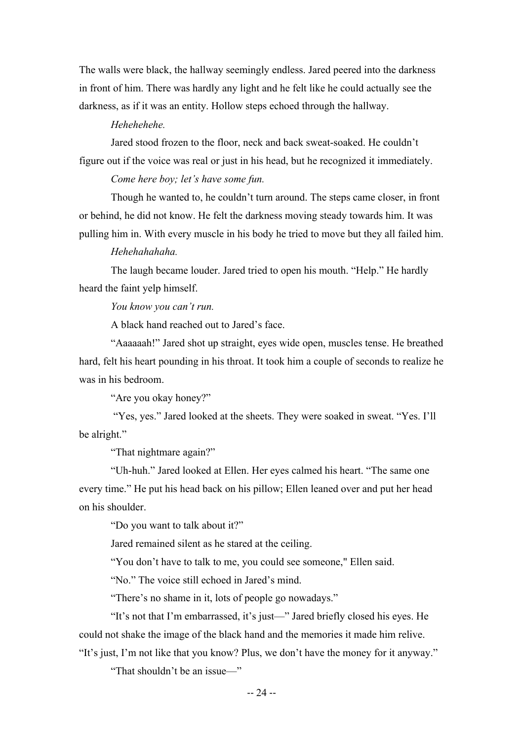The walls were black, the hallway seemingly endless. Jared peered into the darkness in front of him. There was hardly any light and he felt like he could actually see the darkness, as if it was an entity. Hollow steps echoed through the hallway.

*Hehehehehe.*

Jared stood frozen to the floor, neck and back sweat-soaked. He couldn't figure out if the voice was real or just in his head, but he recognized it immediately.

*Come here boy; let's have some fun.*

Though he wanted to, he couldn't turn around. The steps came closer, in front or behind, he did not know. He felt the darkness moving steady towards him. It was pulling him in. With every muscle in his body he tried to move but they all failed him.

*Hehehahahaha.*

The laugh became louder. Jared tried to open his mouth. "Help." He hardly heard the faint yelp himself.

*You know you can't run.*

A black hand reached out to Jared's face.

"Aaaaaah!" Jared shot up straight, eyes wide open, muscles tense. He breathed hard, felt his heart pounding in his throat. It took him a couple of seconds to realize he was in his bedroom.

"Are you okay honey?"

"Yes, yes." Jared looked at the sheets. They were soaked in sweat. "Yes. I'll be alright."

"That nightmare again?"

"Uh-huh." Jared looked at Ellen. Her eyes calmed his heart. "The same one every time." He put his head back on his pillow; Ellen leaned over and put her head on his shoulder.

"Do you want to talk about it?"

Jared remained silent as he stared at the ceiling.

"You don't have to talk to me, you could see someone," Ellen said.

"No." The voice still echoed in Jared's mind.

"There's no shame in it, lots of people go nowadays."

"It's not that I'm embarrassed, it's just—" Jared briefly closed his eyes. He could not shake the image of the black hand and the memories it made him relive. "It's just, I'm not like that you know? Plus, we don't have the money for it anyway."

"That shouldn't be an issue—"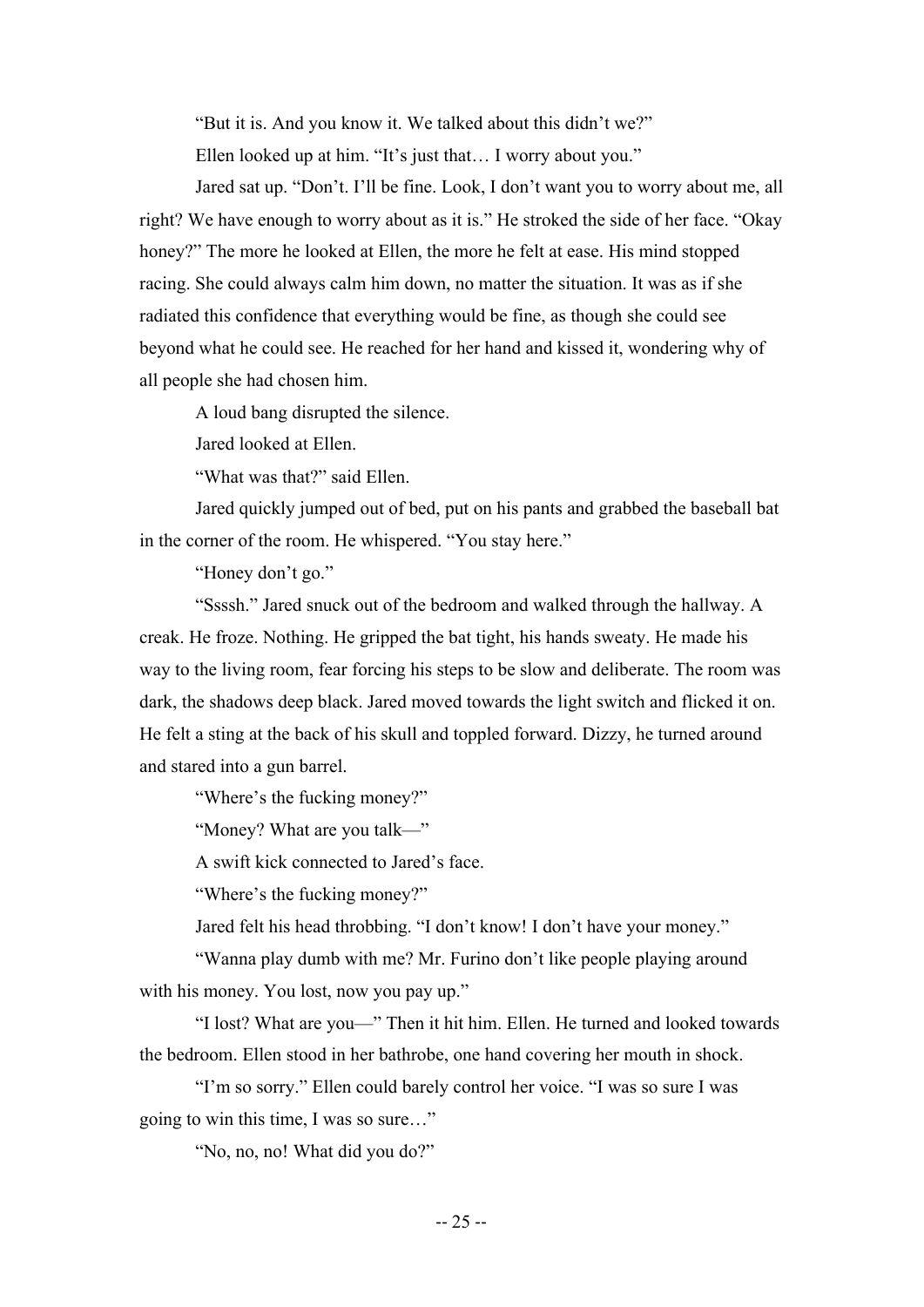"But it is. And you know it. We talked about this didn't we?"

Ellen looked up at him. "It's just that… I worry about you."

Jared sat up. "Don't. I'll be fine. Look, I don't want you to worry about me, all right? We have enough to worry about as it is." He stroked the side of her face. "Okay honey?" The more he looked at Ellen, the more he felt at ease. His mind stopped racing. She could always calm him down, no matter the situation. It was as if she radiated this confidence that everything would be fine, as though she could see beyond what he could see. He reached for her hand and kissed it, wondering why of all people she had chosen him.

A loud bang disrupted the silence.

Jared looked at Ellen.

"What was that?" said Ellen.

Jared quickly jumped out of bed, put on his pants and grabbed the baseball bat in the corner of the room. He whispered. "You stay here."

"Honey don't go."

"Ssssh." Jared snuck out of the bedroom and walked through the hallway. A creak. He froze. Nothing. He gripped the bat tight, his hands sweaty. He made his way to the living room, fear forcing his steps to be slow and deliberate. The room was dark, the shadows deep black. Jared moved towards the light switch and flicked it on. He felt a sting at the back of his skull and toppled forward. Dizzy, he turned around and stared into a gun barrel.

"Where's the fucking money?"

"Money? What are you talk—"

A swift kick connected to Jared's face.

"Where's the fucking money?"

Jared felt his head throbbing. "I don't know! I don't have your money."

"Wanna play dumb with me? Mr. Furino don't like people playing around with his money. You lost, now you pay up."

"I lost? What are you—" Then it hit him. Ellen. He turned and looked towards the bedroom. Ellen stood in her bathrobe, one hand covering her mouth in shock.

"I'm so sorry." Ellen could barely control her voice. "I was so sure I was going to win this time, I was so sure…"

"No, no, no! What did you do?"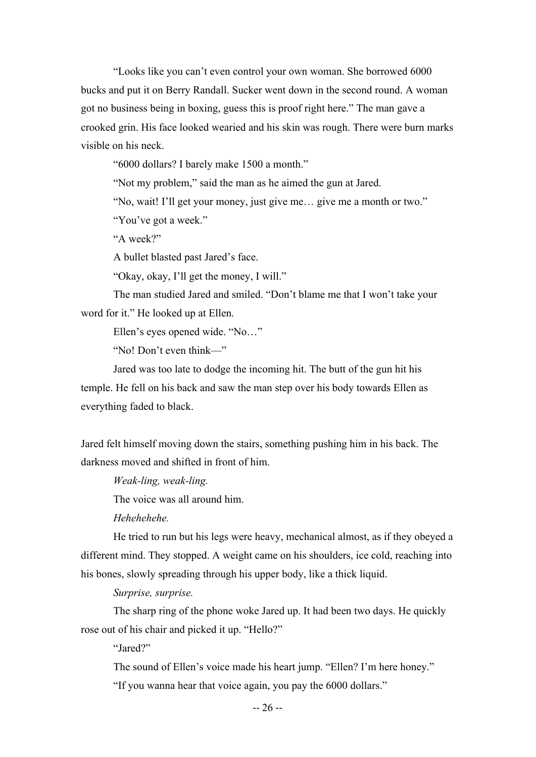"Looks like you can't even control your own woman. She borrowed 6000 bucks and put it on Berry Randall. Sucker went down in the second round. A woman got no business being in boxing, guess this is proof right here." The man gave a crooked grin. His face looked wearied and his skin was rough. There were burn marks visible on his neck.

"6000 dollars? I barely make 1500 a month."

"Not my problem," said the man as he aimed the gun at Jared.

"No, wait! I'll get your money, just give me… give me a month or two."

"You've got a week."

"A week?"

A bullet blasted past Jared's face.

"Okay, okay, I'll get the money, I will."

The man studied Jared and smiled. "Don't blame me that I won't take your word for it." He looked up at Ellen.

Ellen's eyes opened wide. "No…"

"No! Don't even think—"

Jared was too late to dodge the incoming hit. The butt of the gun hit his temple. He fell on his back and saw the man step over his body towards Ellen as everything faded to black.

Jared felt himself moving down the stairs, something pushing him in his back. The darkness moved and shifted in front of him.

*Weak-ling, weak-ling.*

The voice was all around him.

*Hehehehehe.*

He tried to run but his legs were heavy, mechanical almost, as if they obeyed a different mind. They stopped. A weight came on his shoulders, ice cold, reaching into his bones, slowly spreading through his upper body, like a thick liquid.

*Surprise, surprise.*

The sharp ring of the phone woke Jared up. It had been two days. He quickly rose out of his chair and picked it up. "Hello?"

"Jared?"

The sound of Ellen's voice made his heart jump. "Ellen? I'm here honey."

"If you wanna hear that voice again, you pay the 6000 dollars."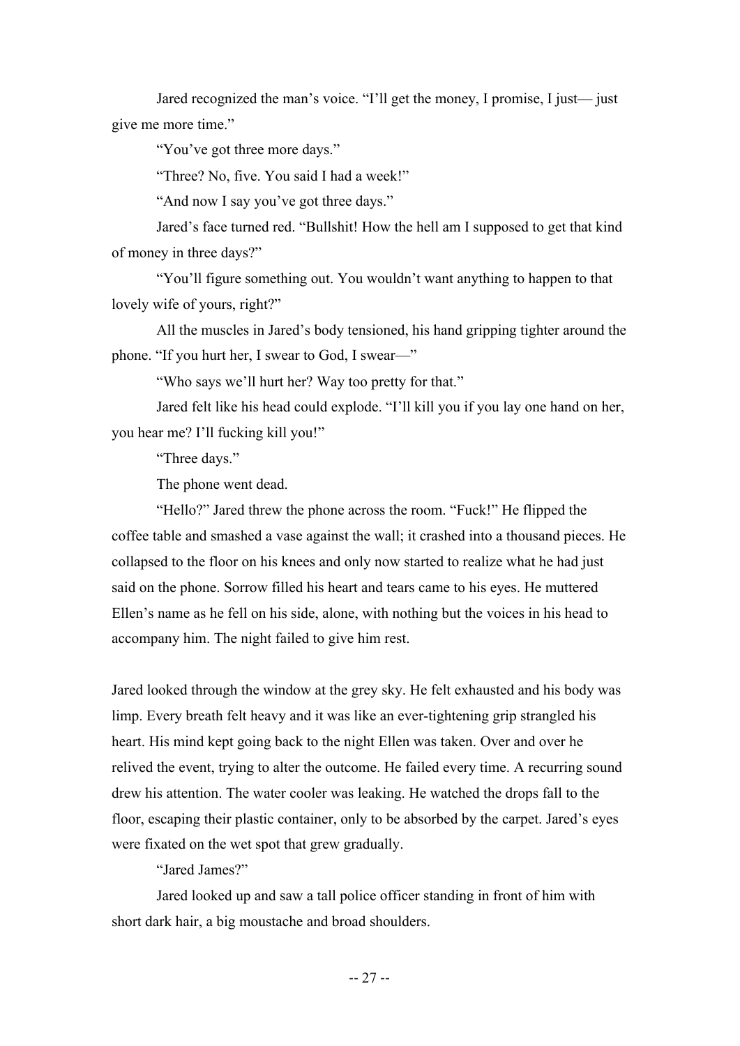Jared recognized the man's voice. "I'll get the money, I promise, I just— just give me more time."

"You've got three more days."

"Three? No, five. You said I had a week!"

"And now I say you've got three days."

Jared's face turned red. "Bullshit! How the hell am I supposed to get that kind of money in three days?"

"You'll figure something out. You wouldn't want anything to happen to that lovely wife of yours, right?"

All the muscles in Jared's body tensioned, his hand gripping tighter around the phone. "If you hurt her, I swear to God, I swear—"

"Who says we'll hurt her? Way too pretty for that."

Jared felt like his head could explode. "I'll kill you if you lay one hand on her, you hear me? I'll fucking kill you!"

"Three days."

The phone went dead.

"Hello?" Jared threw the phone across the room. "Fuck!" He flipped the coffee table and smashed a vase against the wall; it crashed into a thousand pieces. He collapsed to the floor on his knees and only now started to realize what he had just said on the phone. Sorrow filled his heart and tears came to his eyes. He muttered Ellen's name as he fell on his side, alone, with nothing but the voices in his head to accompany him. The night failed to give him rest.

Jared looked through the window at the grey sky. He felt exhausted and his body was limp. Every breath felt heavy and it was like an ever-tightening grip strangled his heart. His mind kept going back to the night Ellen was taken. Over and over he relived the event, trying to alter the outcome. He failed every time. A recurring sound drew his attention. The water cooler was leaking. He watched the drops fall to the floor, escaping their plastic container, only to be absorbed by the carpet. Jared's eyes were fixated on the wet spot that grew gradually.

"Jared James?"

Jared looked up and saw a tall police officer standing in front of him with short dark hair, a big moustache and broad shoulders.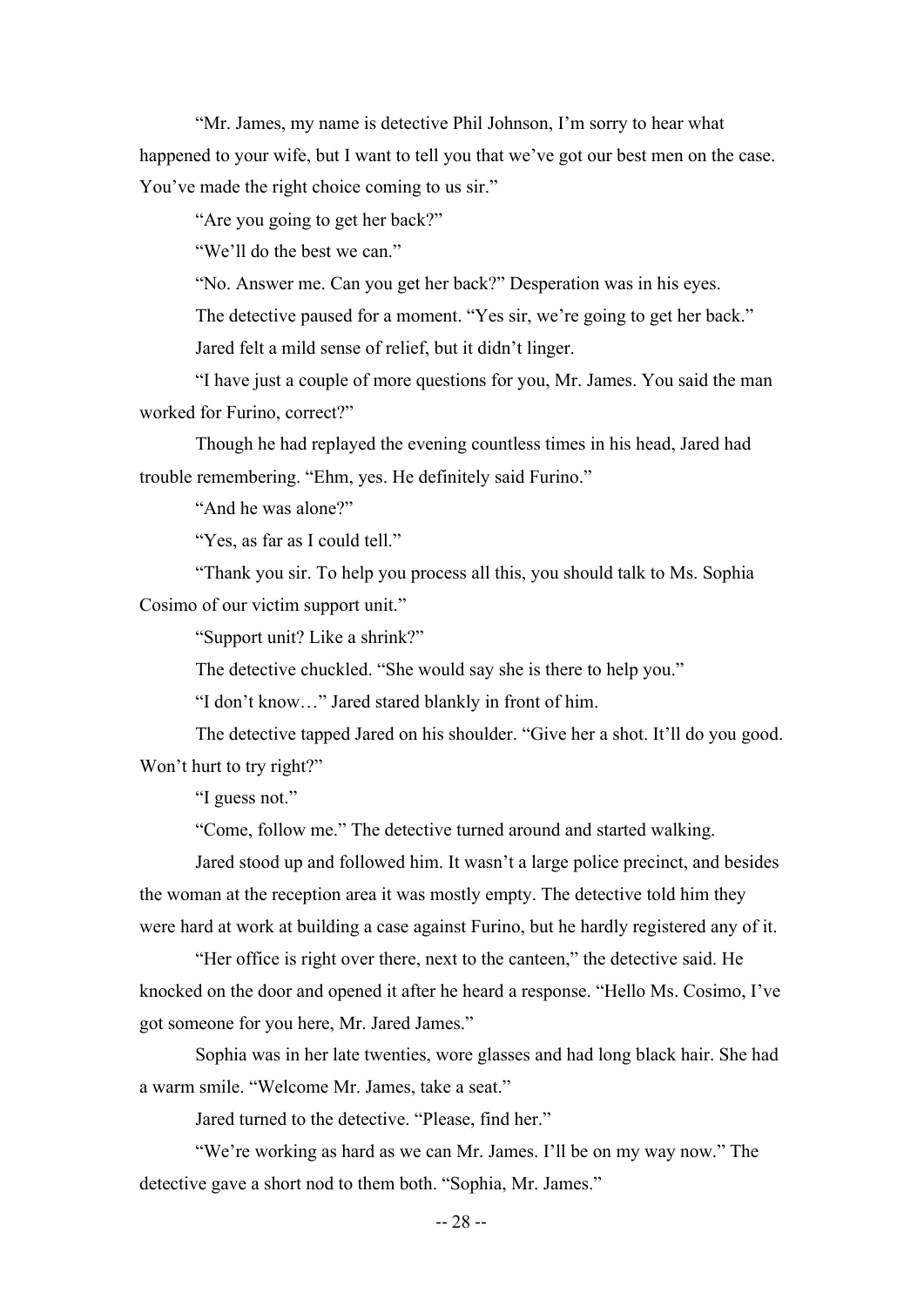"Mr. James, my name is detective Phil Johnson, I'm sorry to hear what happened to your wife, but I want to tell you that we've got our best men on the case. You've made the right choice coming to us sir."

"Are you going to get her back?"

"We'll do the best we can."

"No. Answer me. Can you get her back?" Desperation was in his eyes.

The detective paused for a moment. "Yes sir, we're going to get her back."

Jared felt a mild sense of relief, but it didn't linger.

"I have just a couple of more questions for you, Mr. James. You said the man worked for Furino, correct?"

Though he had replayed the evening countless times in his head, Jared had trouble remembering. "Ehm, yes. He definitely said Furino."

"And he was alone?"

"Yes, as far as I could tell."

"Thank you sir. To help you process all this, you should talk to Ms. Sophia Cosimo of our victim support unit."

"Support unit? Like a shrink?"

The detective chuckled. "She would say she is there to help you."

"I don't know…" Jared stared blankly in front of him.

The detective tapped Jared on his shoulder. "Give her a shot. It'll do you good. Won't hurt to try right?"

"I guess not."

"Come, follow me." The detective turned around and started walking.

Jared stood up and followed him. It wasn't a large police precinct, and besides the woman at the reception area it was mostly empty. The detective told him they were hard at work at building a case against Furino, but he hardly registered any of it.

"Her office is right over there, next to the canteen," the detective said. He knocked on the door and opened it after he heard a response. "Hello Ms. Cosimo, I've got someone for you here, Mr. Jared James."

Sophia was in her late twenties, wore glasses and had long black hair. She had a warm smile. "Welcome Mr. James, take a seat."

Jared turned to the detective. "Please, find her."

"We're working as hard as we can Mr. James. I'll be on my way now." The detective gave a short nod to them both. "Sophia, Mr. James."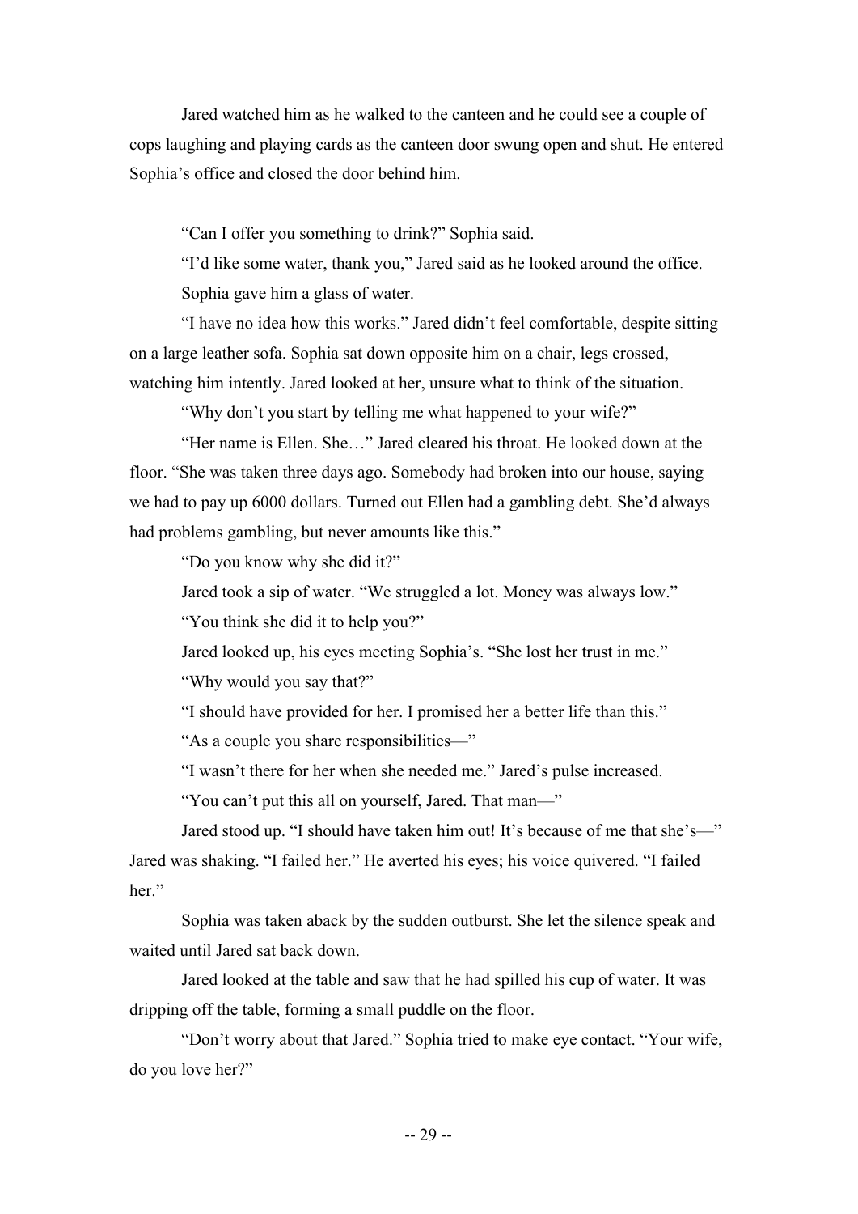Jared watched him as he walked to the canteen and he could see a couple of cops laughing and playing cards as the canteen door swung open and shut. He entered Sophia's office and closed the door behind him.

"Can I offer you something to drink?" Sophia said.

"I'd like some water, thank you," Jared said as he looked around the office.

Sophia gave him a glass of water.

"I have no idea how this works." Jared didn't feel comfortable, despite sitting on a large leather sofa. Sophia sat down opposite him on a chair, legs crossed, watching him intently. Jared looked at her, unsure what to think of the situation.

"Why don't you start by telling me what happened to your wife?"

"Her name is Ellen. She…" Jared cleared his throat. He looked down at the floor. "She was taken three days ago. Somebody had broken into our house, saying we had to pay up 6000 dollars. Turned out Ellen had a gambling debt. She'd always had problems gambling, but never amounts like this."

"Do you know why she did it?"

Jared took a sip of water. "We struggled a lot. Money was always low."

"You think she did it to help you?"

Jared looked up, his eyes meeting Sophia's. "She lost her trust in me."

"Why would you say that?"

"I should have provided for her. I promised her a better life than this."

"As a couple you share responsibilities—"

"I wasn't there for her when she needed me." Jared's pulse increased.

"You can't put this all on yourself, Jared. That man—"

Jared stood up. "I should have taken him out! It's because of me that she's—" Jared was shaking. "I failed her." He averted his eyes; his voice quivered. "I failed her."

Sophia was taken aback by the sudden outburst. She let the silence speak and waited until Jared sat back down.

Jared looked at the table and saw that he had spilled his cup of water. It was dripping off the table, forming a small puddle on the floor.

"Don't worry about that Jared." Sophia tried to make eye contact. "Your wife, do you love her?"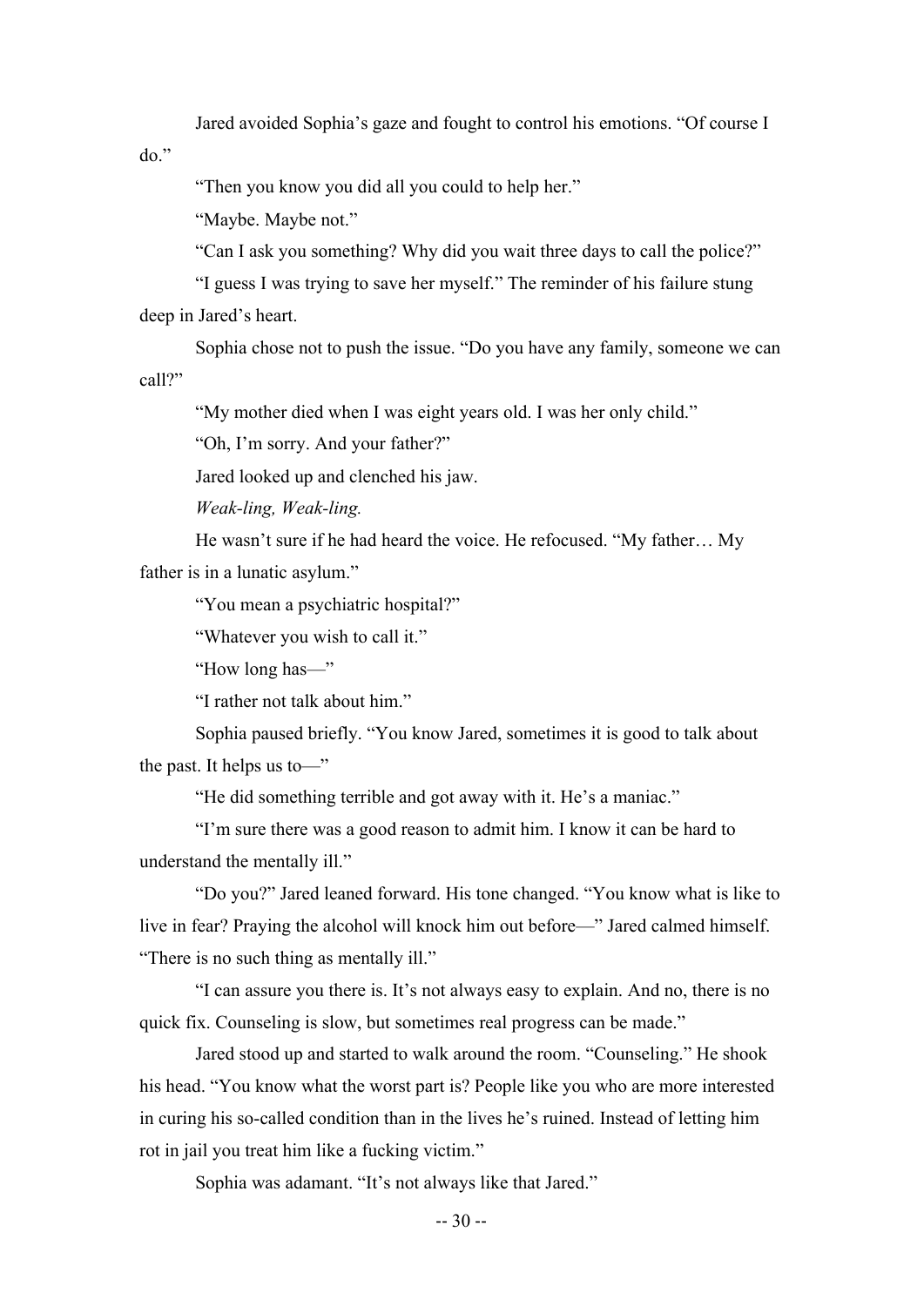Jared avoided Sophia's gaze and fought to control his emotions. "Of course I do."

"Then you know you did all you could to help her."

"Maybe. Maybe not."

"Can I ask you something? Why did you wait three days to call the police?"

"I guess I was trying to save her myself." The reminder of his failure stung deep in Jared's heart.

Sophia chose not to push the issue. "Do you have any family, someone we can call?"

"My mother died when I was eight years old. I was her only child."

"Oh, I'm sorry. And your father?"

Jared looked up and clenched his jaw.

*Weak-ling, Weak-ling.*

He wasn't sure if he had heard the voice. He refocused. "My father… My father is in a lunatic asylum."

"You mean a psychiatric hospital?"

"Whatever you wish to call it."

"How long has—"

"I rather not talk about him."

Sophia paused briefly. "You know Jared, sometimes it is good to talk about the past. It helps us to—"

"He did something terrible and got away with it. He's a maniac."

"I'm sure there was a good reason to admit him. I know it can be hard to understand the mentally ill."

"Do you?" Jared leaned forward. His tone changed. "You know what is like to live in fear? Praying the alcohol will knock him out before—" Jared calmed himself. "There is no such thing as mentally ill."

"I can assure you there is. It's not always easy to explain. And no, there is no quick fix. Counseling is slow, but sometimes real progress can be made."

Jared stood up and started to walk around the room. "Counseling." He shook his head. "You know what the worst part is? People like you who are more interested in curing his so-called condition than in the lives he's ruined. Instead of letting him rot in jail you treat him like a fucking victim."

Sophia was adamant. "It's not always like that Jared."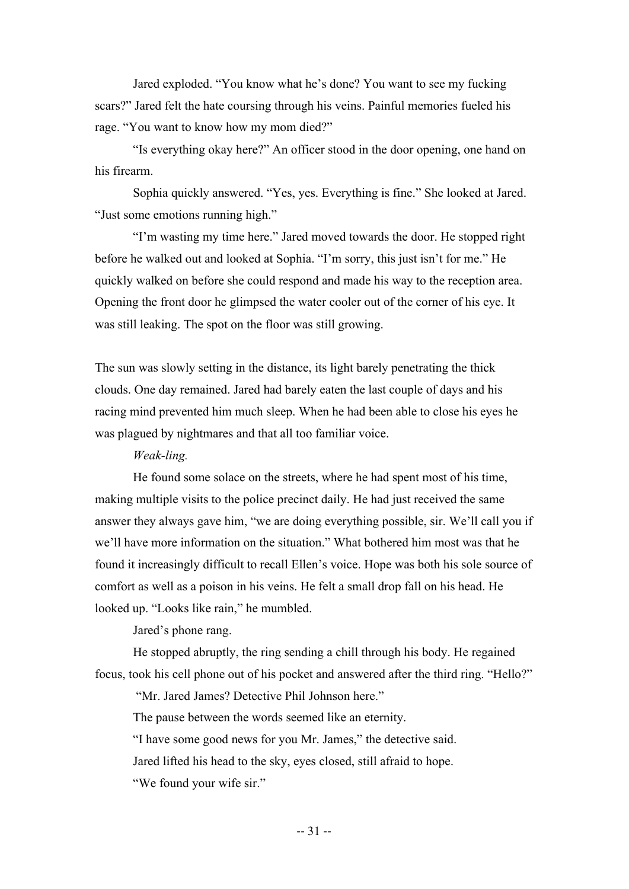Jared exploded. “You know what he’s done? You want to see my fucking scars?” Jared felt the hate coursing through his veins. Painful memories fueled his rage. “You want to know how my mom died?”

“Is everything okay here?” An officer stood in the door opening, one hand on his firearm.

Sophia quickly answered. “Yes, yes. Everything is fine.” She looked at Jared. “Just some emotions running high.”

“I’m wasting my time here.” Jared moved towards the door. He stopped right before he walked out and looked at Sophia. “I’m sorry, this just isn’t for me.” He quickly walked on before she could respond and made his way to the reception area. Opening the front door he glimpsed the water cooler out of the corner of his eye. It was still leaking. The spot on the floor was still growing.

The sun was slowly setting in the distance, its light barely penetrating the thick clouds. One day remained. Jared had barely eaten the last couple of days and his racing mind prevented him much sleep. When he had been able to close his eyes he was plagued by nightmares and that all too familiar voice.

*Weak-ling.*

He found some solace on the streets, where he had spent most of his time, making multiple visits to the police precinct daily. He had just received the same answer they always gave him, “we are doing everything possible, sir. We’ll call you if we’ll have more information on the situation.” What bothered him most was that he found it increasingly difficult to recall Ellen’s voice. Hope was both his sole source of comfort as well as a poison in his veins. He felt a small drop fall on his head. He looked up. “Looks like rain,” he mumbled.

Jared’s phone rang.

He stopped abruptly, the ring sending a chill through his body. He regained focus, took his cell phone out of his pocket and answered after the third ring. “Hello?”

“Mr. Jared James? Detective Phil Johnson here.”

The pause between the words seemed like an eternity.

“I have some good news for you Mr. James,” the detective said.

Jared lifted his head to the sky, eyes closed, still afraid to hope.

“We found your wife sir.”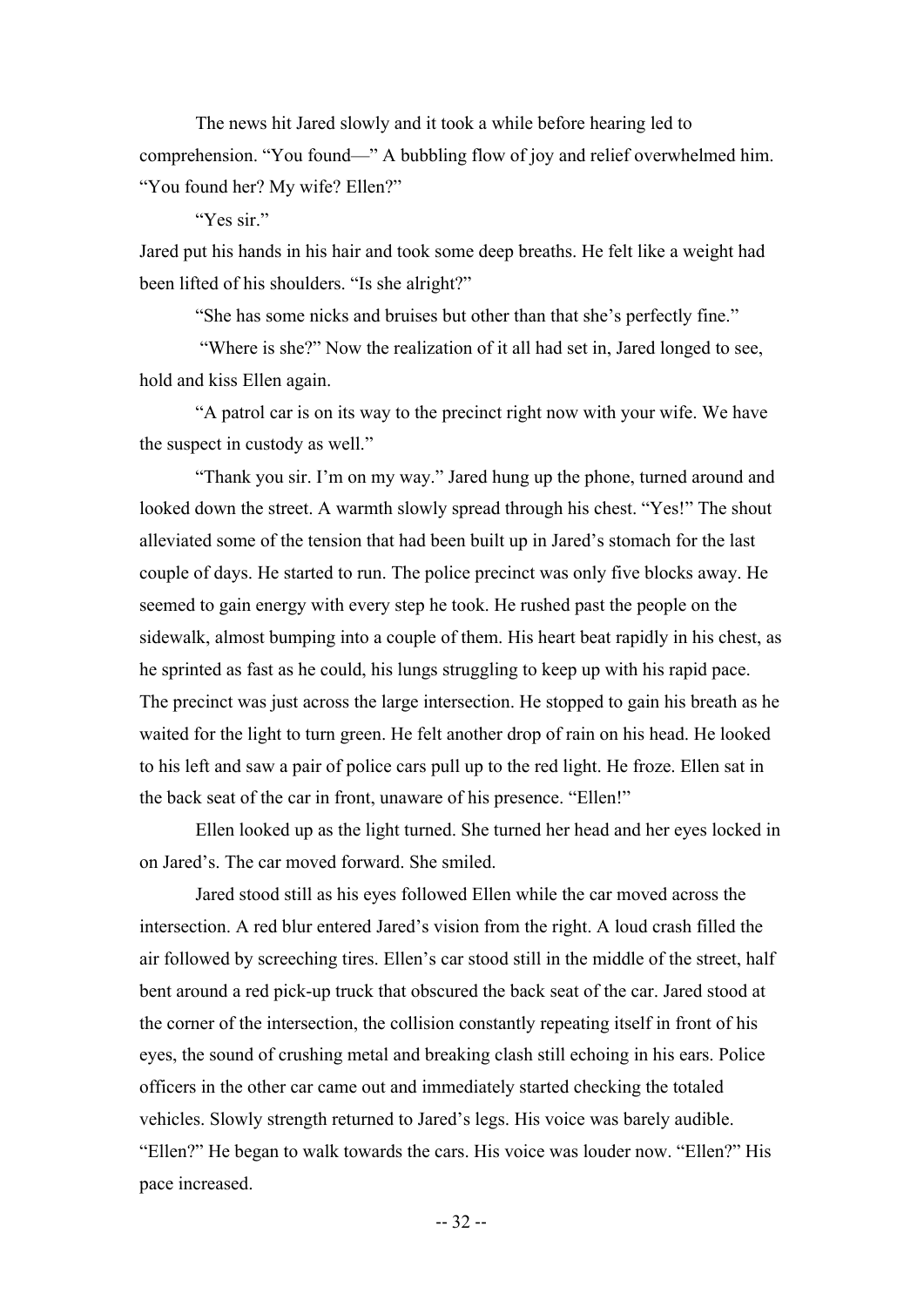The news hit Jared slowly and it took a while before hearing led to comprehension. "You found—" A bubbling flow of joy and relief overwhelmed him. "You found her? My wife? Ellen?"

"Yes sir."

Jared put his hands in his hair and took some deep breaths. He felt like a weight had been lifted of his shoulders. "Is she alright?"

"She has some nicks and bruises but other than that she's perfectly fine."

"Where is she?" Now the realization of it all had set in, Jared longed to see, hold and kiss Ellen again.

"A patrol car is on its way to the precinct right now with your wife. We have the suspect in custody as well."

"Thank you sir. I'm on my way." Jared hung up the phone, turned around and looked down the street. A warmth slowly spread through his chest. "Yes!" The shout alleviated some of the tension that had been built up in Jared's stomach for the last couple of days. He started to run. The police precinct was only five blocks away. He seemed to gain energy with every step he took. He rushed past the people on the sidewalk, almost bumping into a couple of them. His heart beat rapidly in his chest, as he sprinted as fast as he could, his lungs struggling to keep up with his rapid pace. The precinct was just across the large intersection. He stopped to gain his breath as he waited for the light to turn green. He felt another drop of rain on his head. He looked to his left and saw a pair of police cars pull up to the red light. He froze. Ellen sat in the back seat of the car in front, unaware of his presence. "Ellen!"

Ellen looked up as the light turned. She turned her head and her eyes locked in on Jared's. The car moved forward. She smiled.

Jared stood still as his eyes followed Ellen while the car moved across the intersection. A red blur entered Jared's vision from the right. A loud crash filled the air followed by screeching tires. Ellen's car stood still in the middle of the street, half bent around a red pick-up truck that obscured the back seat of the car. Jared stood at the corner of the intersection, the collision constantly repeating itself in front of his eyes, the sound of crushing metal and breaking clash still echoing in his ears. Police officers in the other car came out and immediately started checking the totaled vehicles. Slowly strength returned to Jared's legs. His voice was barely audible. "Ellen?" He began to walk towards the cars. His voice was louder now. "Ellen?" His pace increased.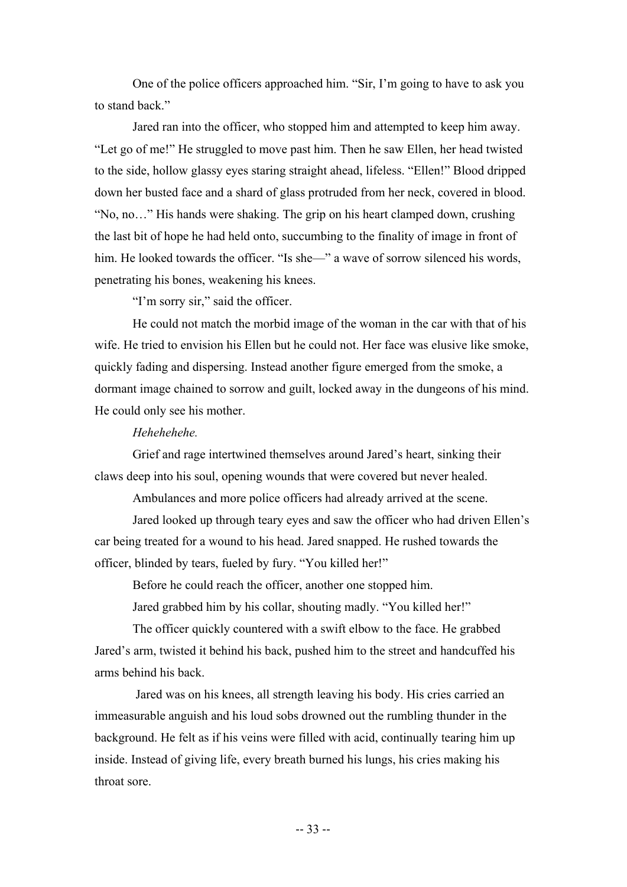One of the police officers approached him. "Sir, I'm going to have to ask you to stand back."

Jared ran into the officer, who stopped him and attempted to keep him away. "Let go of me!" He struggled to move past him. Then he saw Ellen, her head twisted to the side, hollow glassy eyes staring straight ahead, lifeless. "Ellen!" Blood dripped down her busted face and a shard of glass protruded from her neck, covered in blood. "No, no…" His hands were shaking. The grip on his heart clamped down, crushing the last bit of hope he had held onto, succumbing to the finality of image in front of him. He looked towards the officer. "Is she—" a wave of sorrow silenced his words, penetrating his bones, weakening his knees.

"I'm sorry sir," said the officer.

He could not match the morbid image of the woman in the car with that of his wife. He tried to envision his Ellen but he could not. Her face was elusive like smoke, quickly fading and dispersing. Instead another figure emerged from the smoke, a dormant image chained to sorrow and guilt, locked away in the dungeons of his mind. He could only see his mother.

*Hehehehehe.*

Grief and rage intertwined themselves around Jared's heart, sinking their claws deep into his soul, opening wounds that were covered but never healed.

Ambulances and more police officers had already arrived at the scene.

Jared looked up through teary eyes and saw the officer who had driven Ellen's car being treated for a wound to his head. Jared snapped. He rushed towards the officer, blinded by tears, fueled by fury. "You killed her!"

Before he could reach the officer, another one stopped him.

Jared grabbed him by his collar, shouting madly. "You killed her!"

The officer quickly countered with a swift elbow to the face. He grabbed Jared's arm, twisted it behind his back, pushed him to the street and handcuffed his arms behind his back.

Jared was on his knees, all strength leaving his body. His cries carried an immeasurable anguish and his loud sobs drowned out the rumbling thunder in the background. He felt as if his veins were filled with acid, continually tearing him up inside. Instead of giving life, every breath burned his lungs, his cries making his throat sore.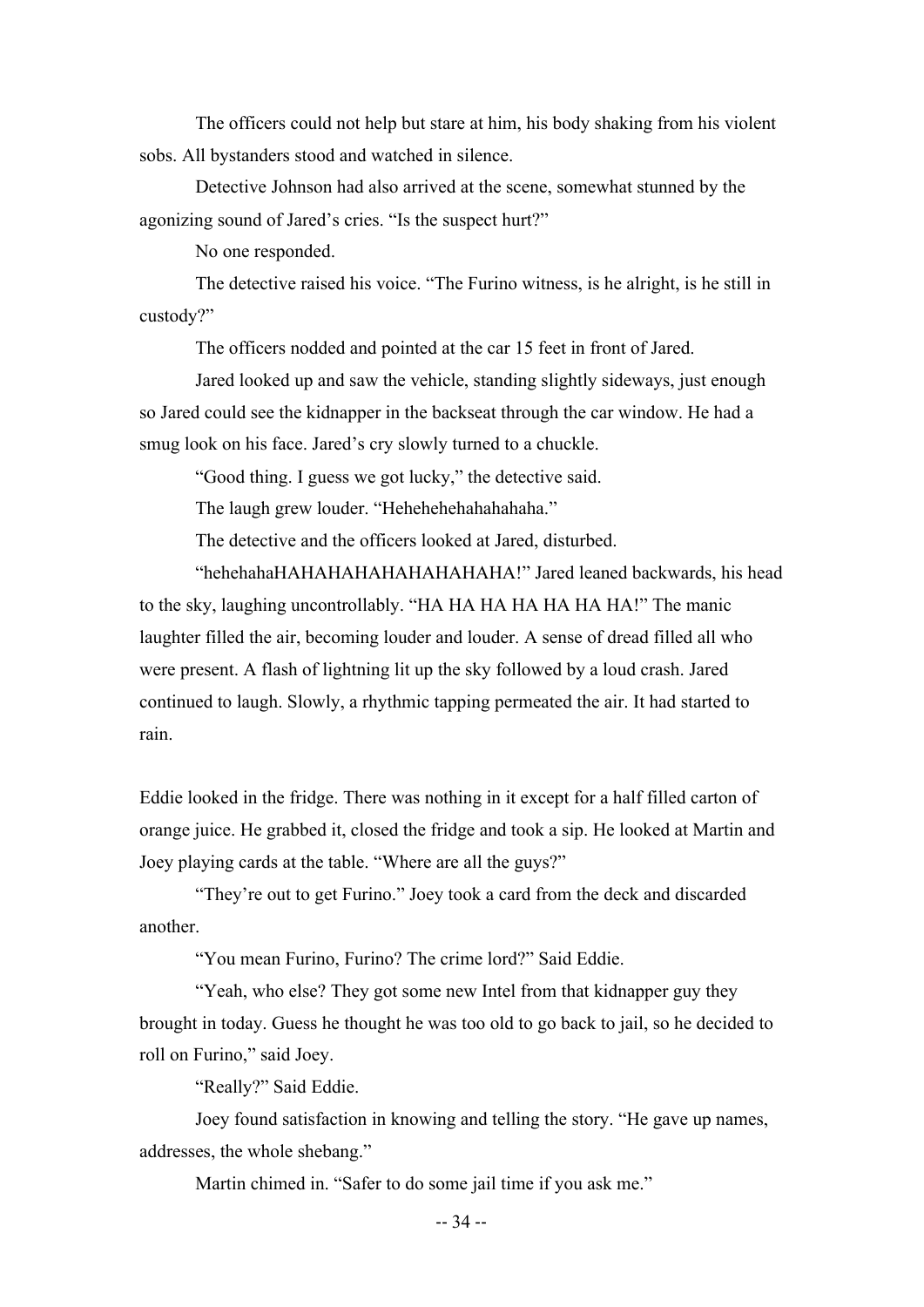The officers could not help but stare at him, his body shaking from his violent sobs. All bystanders stood and watched in silence.

Detective Johnson had also arrived at the scene, somewhat stunned by the agonizing sound of Jared's cries. "Is the suspect hurt?"

No one responded.

The detective raised his voice. "The Furino witness, is he alright, is he still in custody?"

The officers nodded and pointed at the car 15 feet in front of Jared.

Jared looked up and saw the vehicle, standing slightly sideways, just enough so Jared could see the kidnapper in the backseat through the car window. He had a smug look on his face. Jared's cry slowly turned to a chuckle.

"Good thing. I guess we got lucky," the detective said.

The laugh grew louder. "Hehehehehahahahaha."

The detective and the officers looked at Jared, disturbed.

"hehehahaHAHAHAHAHAHAHAHAHA!" Jared leaned backwards, his head to the sky, laughing uncontrollably. "HA HA HA HA HA HA HA!" The manic laughter filled the air, becoming louder and louder. A sense of dread filled all who were present. A flash of lightning lit up the sky followed by a loud crash. Jared continued to laugh. Slowly, a rhythmic tapping permeated the air. It had started to rain.

Eddie looked in the fridge. There was nothing in it except for a half filled carton of orange juice. He grabbed it, closed the fridge and took a sip. He looked at Martin and Joey playing cards at the table. "Where are all the guys?"

"They're out to get Furino." Joey took a card from the deck and discarded another.

"You mean Furino, Furino? The crime lord?" Said Eddie.

"Yeah, who else? They got some new Intel from that kidnapper guy they brought in today. Guess he thought he was too old to go back to jail, so he decided to roll on Furino," said Joey.

"Really?" Said Eddie.

Joey found satisfaction in knowing and telling the story. "He gave up names, addresses, the whole shebang."

Martin chimed in. "Safer to do some jail time if you ask me."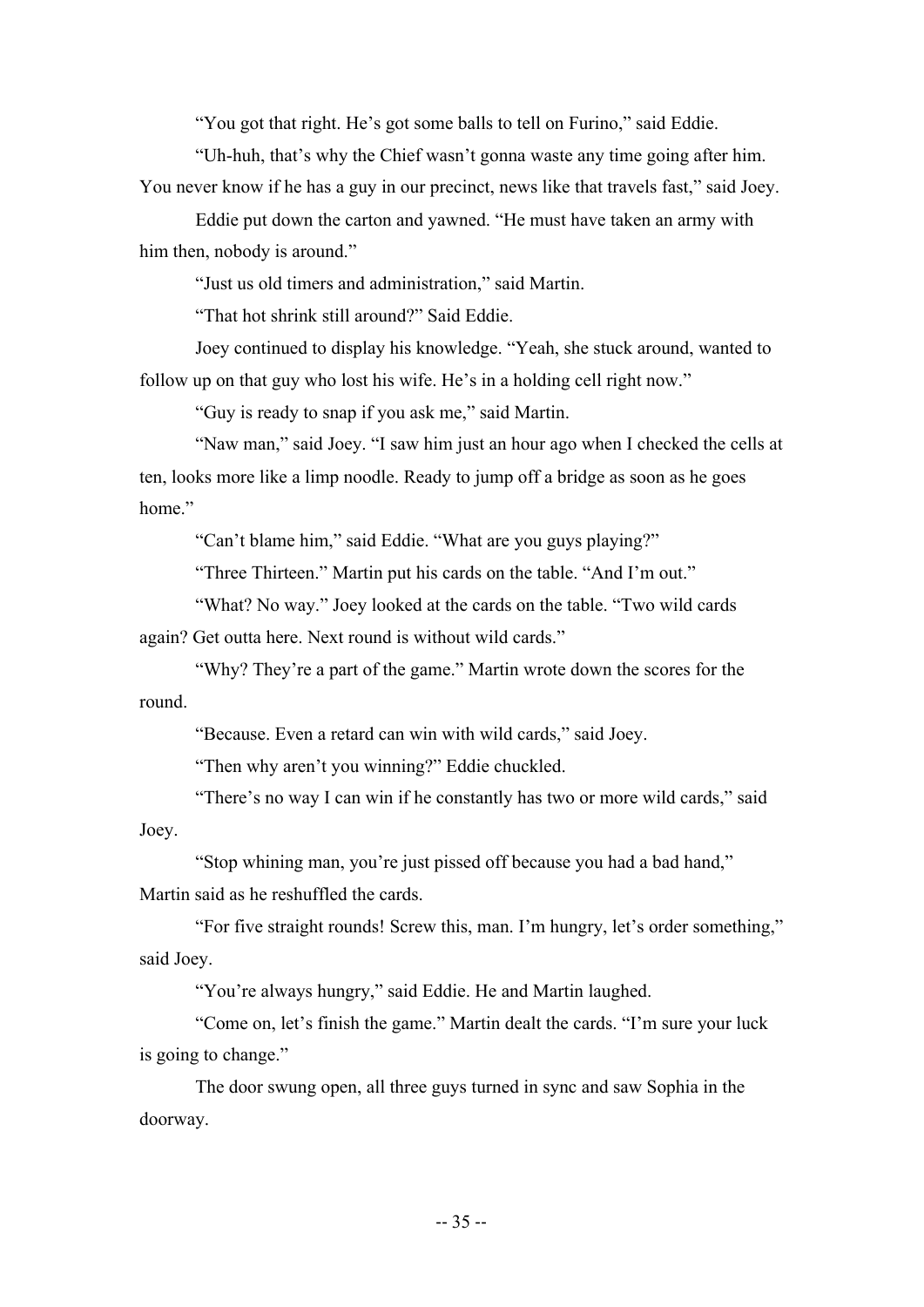"You got that right. He's got some balls to tell on Furino," said Eddie.

"Uh-huh, that's why the Chief wasn't gonna waste any time going after him. You never know if he has a guy in our precinct, news like that travels fast," said Joey.

Eddie put down the carton and yawned. "He must have taken an army with him then, nobody is around."

"Just us old timers and administration," said Martin.

"That hot shrink still around?" Said Eddie.

Joey continued to display his knowledge. "Yeah, she stuck around, wanted to follow up on that guy who lost his wife. He's in a holding cell right now."

"Guy is ready to snap if you ask me," said Martin.

"Naw man," said Joey. "I saw him just an hour ago when I checked the cells at ten, looks more like a limp noodle. Ready to jump off a bridge as soon as he goes home."

"Can't blame him," said Eddie. "What are you guys playing?"

"Three Thirteen." Martin put his cards on the table. "And I'm out."

"What? No way." Joey looked at the cards on the table. "Two wild cards again? Get outta here. Next round is without wild cards."

"Why? They're a part of the game." Martin wrote down the scores for the round.

"Because. Even a retard can win with wild cards," said Joey.

"Then why aren't you winning?" Eddie chuckled.

"There's no way I can win if he constantly has two or more wild cards," said Joey.

"Stop whining man, you're just pissed off because you had a bad hand," Martin said as he reshuffled the cards.

"For five straight rounds! Screw this, man. I'm hungry, let's order something," said Joey.

"You're always hungry," said Eddie. He and Martin laughed.

"Come on, let's finish the game." Martin dealt the cards. "I'm sure your luck is going to change."

The door swung open, all three guys turned in sync and saw Sophia in the doorway.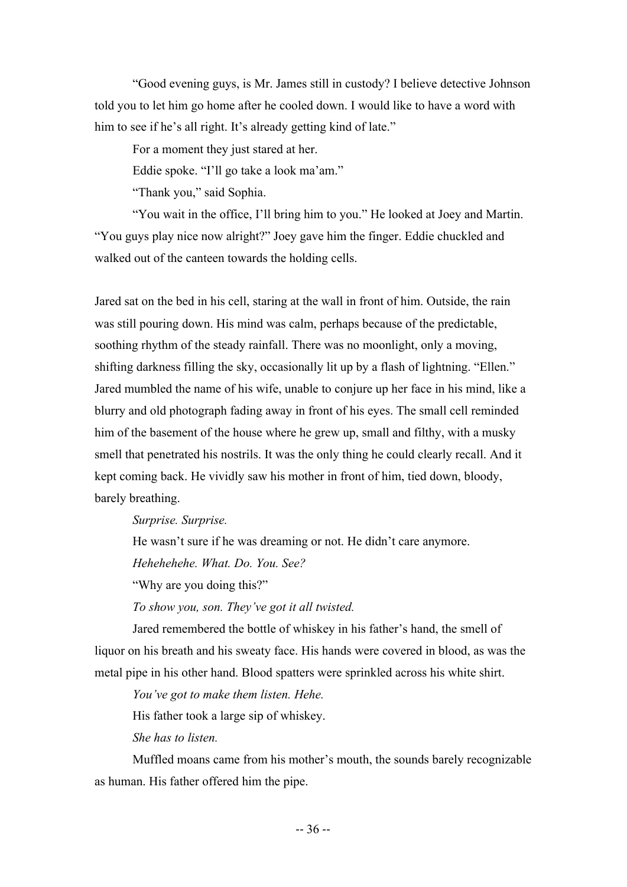"Good evening guys, is Mr. James still in custody? I believe detective Johnson told you to let him go home after he cooled down. I would like to have a word with him to see if he's all right. It's already getting kind of late."

For a moment they just stared at her.

Eddie spoke. "I'll go take a look ma'am."

"Thank you," said Sophia.

"You wait in the office, I'll bring him to you." He looked at Joey and Martin. "You guys play nice now alright?" Joey gave him the finger. Eddie chuckled and walked out of the canteen towards the holding cells.

Jared sat on the bed in his cell, staring at the wall in front of him. Outside, the rain was still pouring down. His mind was calm, perhaps because of the predictable, soothing rhythm of the steady rainfall. There was no moonlight, only a moving, shifting darkness filling the sky, occasionally lit up by a flash of lightning. "Ellen." Jared mumbled the name of his wife, unable to conjure up her face in his mind, like a blurry and old photograph fading away in front of his eyes. The small cell reminded him of the basement of the house where he grew up, small and filthy, with a musky smell that penetrated his nostrils. It was the only thing he could clearly recall. And it kept coming back. He vividly saw his mother in front of him, tied down, bloody, barely breathing.

*Surprise. Surprise.*

He wasn't sure if he was dreaming or not. He didn't care anymore.

*Hehehehehe. What. Do. You. See?*

"Why are you doing this?"

*To show you, son. They've got it all twisted.*

Jared remembered the bottle of whiskey in his father's hand, the smell of liquor on his breath and his sweaty face. His hands were covered in blood, as was the metal pipe in his other hand. Blood spatters were sprinkled across his white shirt.

*You've got to make them listen. Hehe.*

His father took a large sip of whiskey.

*She has to listen.*

Muffled moans came from his mother's mouth, the sounds barely recognizable as human. His father offered him the pipe.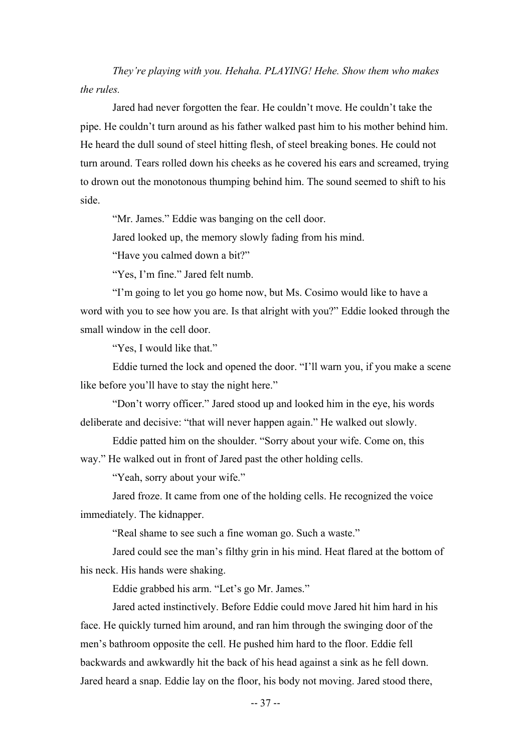*They're playing with you. Hehaha. PLAYING! Hehe. Show them who makes the rules.*

Jared had never forgotten the fear. He couldn't move. He couldn't take the pipe. He couldn't turn around as his father walked past him to his mother behind him. He heard the dull sound of steel hitting flesh, of steel breaking bones. He could not turn around. Tears rolled down his cheeks as he covered his ears and screamed, trying to drown out the monotonous thumping behind him. The sound seemed to shift to his side.

"Mr. James." Eddie was banging on the cell door.

Jared looked up, the memory slowly fading from his mind.

"Have you calmed down a bit?"

"Yes, I'm fine." Jared felt numb.

"I'm going to let you go home now, but Ms. Cosimo would like to have a word with you to see how you are. Is that alright with you?" Eddie looked through the small window in the cell door.

"Yes, I would like that."

Eddie turned the lock and opened the door. "I'll warn you, if you make a scene like before you'll have to stay the night here."

"Don't worry officer." Jared stood up and looked him in the eye, his words deliberate and decisive: "that will never happen again." He walked out slowly.

Eddie patted him on the shoulder. "Sorry about your wife. Come on, this way." He walked out in front of Jared past the other holding cells.

"Yeah, sorry about your wife."

Jared froze. It came from one of the holding cells. He recognized the voice immediately. The kidnapper.

"Real shame to see such a fine woman go. Such a waste."

Jared could see the man's filthy grin in his mind. Heat flared at the bottom of his neck. His hands were shaking.

Eddie grabbed his arm. "Let's go Mr. James."

Jared acted instinctively. Before Eddie could move Jared hit him hard in his face. He quickly turned him around, and ran him through the swinging door of the men's bathroom opposite the cell. He pushed him hard to the floor. Eddie fell backwards and awkwardly hit the back of his head against a sink as he fell down. Jared heard a snap. Eddie lay on the floor, his body not moving. Jared stood there,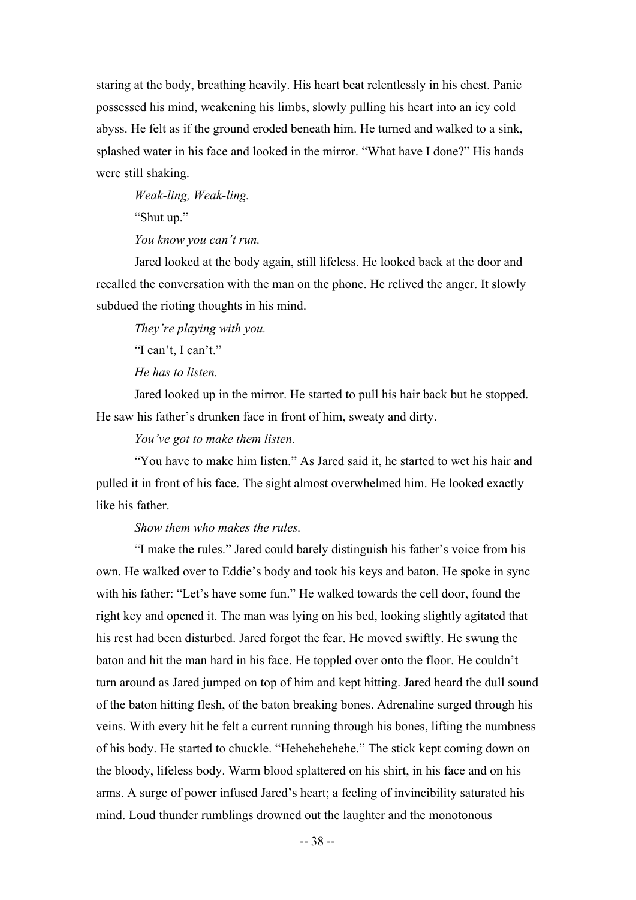staring at the body, breathing heavily. His heart beat relentlessly in his chest. Panic possessed his mind, weakening his limbs, slowly pulling his heart into an icy cold abyss. He felt as if the ground eroded beneath him. He turned and walked to a sink, splashed water in his face and looked in the mirror. "What have I done?" His hands were still shaking.

*Weak-ling, Weak-ling.*

"Shut up."

*You know you can't run.*

Jared looked at the body again, still lifeless. He looked back at the door and recalled the conversation with the man on the phone. He relived the anger. It slowly subdued the rioting thoughts in his mind.

*They're playing with you.*

"I can't, I can't."

*He has to listen.*

Jared looked up in the mirror. He started to pull his hair back but he stopped. He saw his father's drunken face in front of him, sweaty and dirty.

*You've got to make them listen.*

"You have to make him listen." As Jared said it, he started to wet his hair and pulled it in front of his face. The sight almost overwhelmed him. He looked exactly like his father.

*Show them who makes the rules.*

"I make the rules." Jared could barely distinguish his father's voice from his own. He walked over to Eddie's body and took his keys and baton. He spoke in sync with his father: "Let's have some fun." He walked towards the cell door, found the right key and opened it. The man was lying on his bed, looking slightly agitated that his rest had been disturbed. Jared forgot the fear. He moved swiftly. He swung the baton and hit the man hard in his face. He toppled over onto the floor. He couldn't turn around as Jared jumped on top of him and kept hitting. Jared heard the dull sound of the baton hitting flesh, of the baton breaking bones. Adrenaline surged through his veins. With every hit he felt a current running through his bones, lifting the numbness of his body. He started to chuckle. "Hehehehehehe." The stick kept coming down on the bloody, lifeless body. Warm blood splattered on his shirt, in his face and on his arms. A surge of power infused Jared's heart; a feeling of invincibility saturated his mind. Loud thunder rumblings drowned out the laughter and the monotonous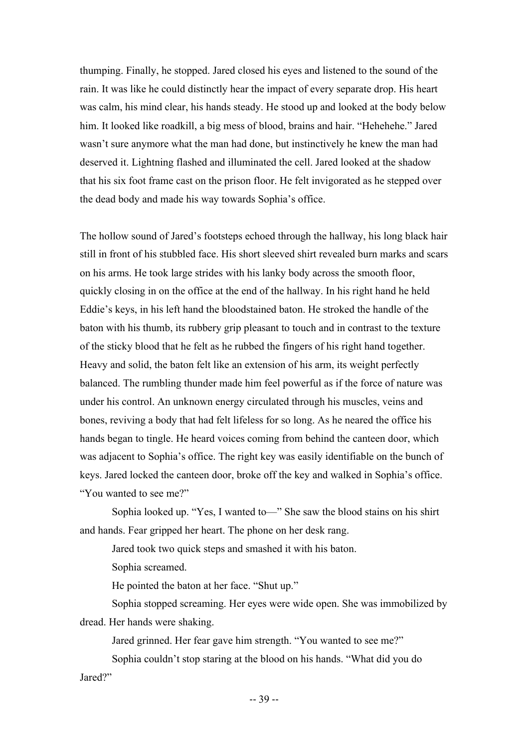thumping. Finally, he stopped. Jared closed his eyes and listened to the sound of the rain. It was like he could distinctly hear the impact of every separate drop. His heart was calm, his mind clear, his hands steady. He stood up and looked at the body below him. It looked like roadkill, a big mess of blood, brains and hair. "Hehehehe." Jared wasn't sure anymore what the man had done, but instinctively he knew the man had deserved it. Lightning flashed and illuminated the cell. Jared looked at the shadow that his six foot frame cast on the prison floor. He felt invigorated as he stepped over the dead body and made his way towards Sophia's office.

The hollow sound of Jared's footsteps echoed through the hallway, his long black hair still in front of his stubbled face. His short sleeved shirt revealed burn marks and scars on his arms. He took large strides with his lanky body across the smooth floor, quickly closing in on the office at the end of the hallway. In his right hand he held Eddie's keys, in his left hand the bloodstained baton. He stroked the handle of the baton with his thumb, its rubbery grip pleasant to touch and in contrast to the texture of the sticky blood that he felt as he rubbed the fingers of his right hand together. Heavy and solid, the baton felt like an extension of his arm, its weight perfectly balanced. The rumbling thunder made him feel powerful as if the force of nature was under his control. An unknown energy circulated through his muscles, veins and bones, reviving a body that had felt lifeless for so long. As he neared the office his hands began to tingle. He heard voices coming from behind the canteen door, which was adjacent to Sophia's office. The right key was easily identifiable on the bunch of keys. Jared locked the canteen door, broke off the key and walked in Sophia's office. "You wanted to see me?"

Sophia looked up. "Yes, I wanted to—" She saw the blood stains on his shirt and hands. Fear gripped her heart. The phone on her desk rang.

Jared took two quick steps and smashed it with his baton.

Sophia screamed.

He pointed the baton at her face. "Shut up."

Sophia stopped screaming. Her eyes were wide open. She was immobilized by dread. Her hands were shaking.

Jared grinned. Her fear gave him strength. "You wanted to see me?"

Sophia couldn't stop staring at the blood on his hands. "What did you do Jared?"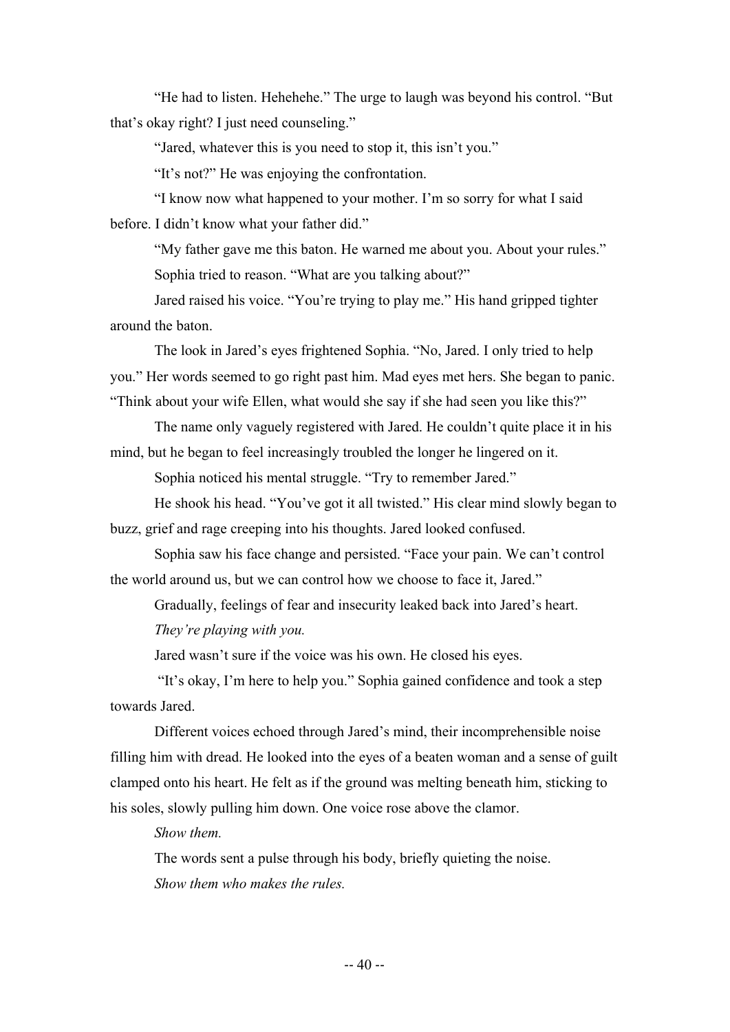"He had to listen. Hehehehe." The urge to laugh was beyond his control. "But that's okay right? I just need counseling."

"Jared, whatever this is you need to stop it, this isn't you."

"It's not?" He was enjoying the confrontation.

"I know now what happened to your mother. I'm so sorry for what I said before. I didn't know what your father did."

"My father gave me this baton. He warned me about you. About your rules."

Sophia tried to reason. "What are you talking about?"

Jared raised his voice. "You're trying to play me." His hand gripped tighter around the baton.

The look in Jared's eyes frightened Sophia. "No, Jared. I only tried to help you." Her words seemed to go right past him. Mad eyes met hers. She began to panic. "Think about your wife Ellen, what would she say if she had seen you like this?"

The name only vaguely registered with Jared. He couldn't quite place it in his mind, but he began to feel increasingly troubled the longer he lingered on it.

Sophia noticed his mental struggle. "Try to remember Jared."

He shook his head. "You've got it all twisted." His clear mind slowly began to buzz, grief and rage creeping into his thoughts. Jared looked confused.

Sophia saw his face change and persisted. "Face your pain. We can't control the world around us, but we can control how we choose to face it, Jared."

Gradually, feelings of fear and insecurity leaked back into Jared's heart.

*They're playing with you.*

Jared wasn't sure if the voice was his own. He closed his eyes.

"It's okay, I'm here to help you." Sophia gained confidence and took a step towards Jared.

Different voices echoed through Jared's mind, their incomprehensible noise filling him with dread. He looked into the eyes of a beaten woman and a sense of guilt clamped onto his heart. He felt as if the ground was melting beneath him, sticking to his soles, slowly pulling him down. One voice rose above the clamor.

*Show them.*

The words sent a pulse through his body, briefly quieting the noise.

*Show them who makes the rules.*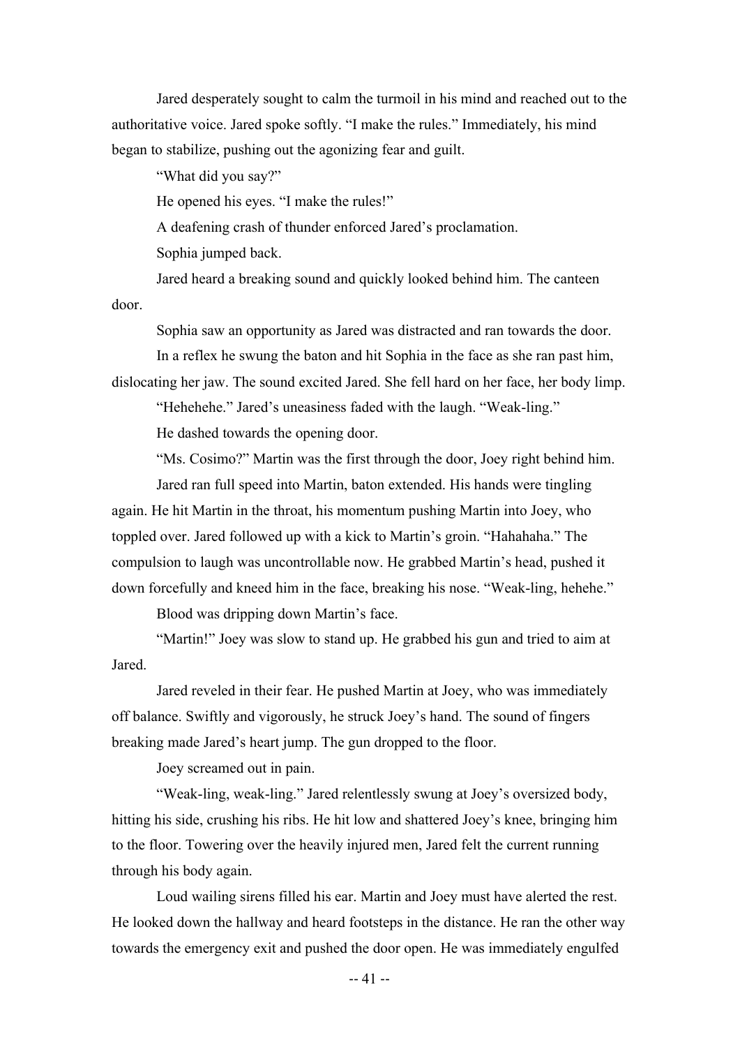Jared desperately sought to calm the turmoil in his mind and reached out to the authoritative voice. Jared spoke softly. "I make the rules." Immediately, his mind began to stabilize, pushing out the agonizing fear and guilt.

"What did you say?"

He opened his eyes. "I make the rules!"

A deafening crash of thunder enforced Jared's proclamation.

Sophia jumped back.

Jared heard a breaking sound and quickly looked behind him. The canteen door.

Sophia saw an opportunity as Jared was distracted and ran towards the door.

In a reflex he swung the baton and hit Sophia in the face as she ran past him, dislocating her jaw. The sound excited Jared. She fell hard on her face, her body limp.

"Hehehehe." Jared's uneasiness faded with the laugh. "Weak-ling."

He dashed towards the opening door.

"Ms. Cosimo?" Martin was the first through the door, Joey right behind him.

Jared ran full speed into Martin, baton extended. His hands were tingling again. He hit Martin in the throat, his momentum pushing Martin into Joey, who toppled over. Jared followed up with a kick to Martin's groin. "Hahahaha." The compulsion to laugh was uncontrollable now. He grabbed Martin's head, pushed it down forcefully and kneed him in the face, breaking his nose. "Weak-ling, hehehe."

Blood was dripping down Martin's face.

"Martin!" Joey was slow to stand up. He grabbed his gun and tried to aim at Jared.

Jared reveled in their fear. He pushed Martin at Joey, who was immediately off balance. Swiftly and vigorously, he struck Joey's hand. The sound of fingers breaking made Jared's heart jump. The gun dropped to the floor.

Joey screamed out in pain.

"Weak-ling, weak-ling." Jared relentlessly swung at Joey's oversized body, hitting his side, crushing his ribs. He hit low and shattered Joey's knee, bringing him to the floor. Towering over the heavily injured men, Jared felt the current running through his body again.

Loud wailing sirens filled his ear. Martin and Joey must have alerted the rest. He looked down the hallway and heard footsteps in the distance. He ran the other way towards the emergency exit and pushed the door open. He was immediately engulfed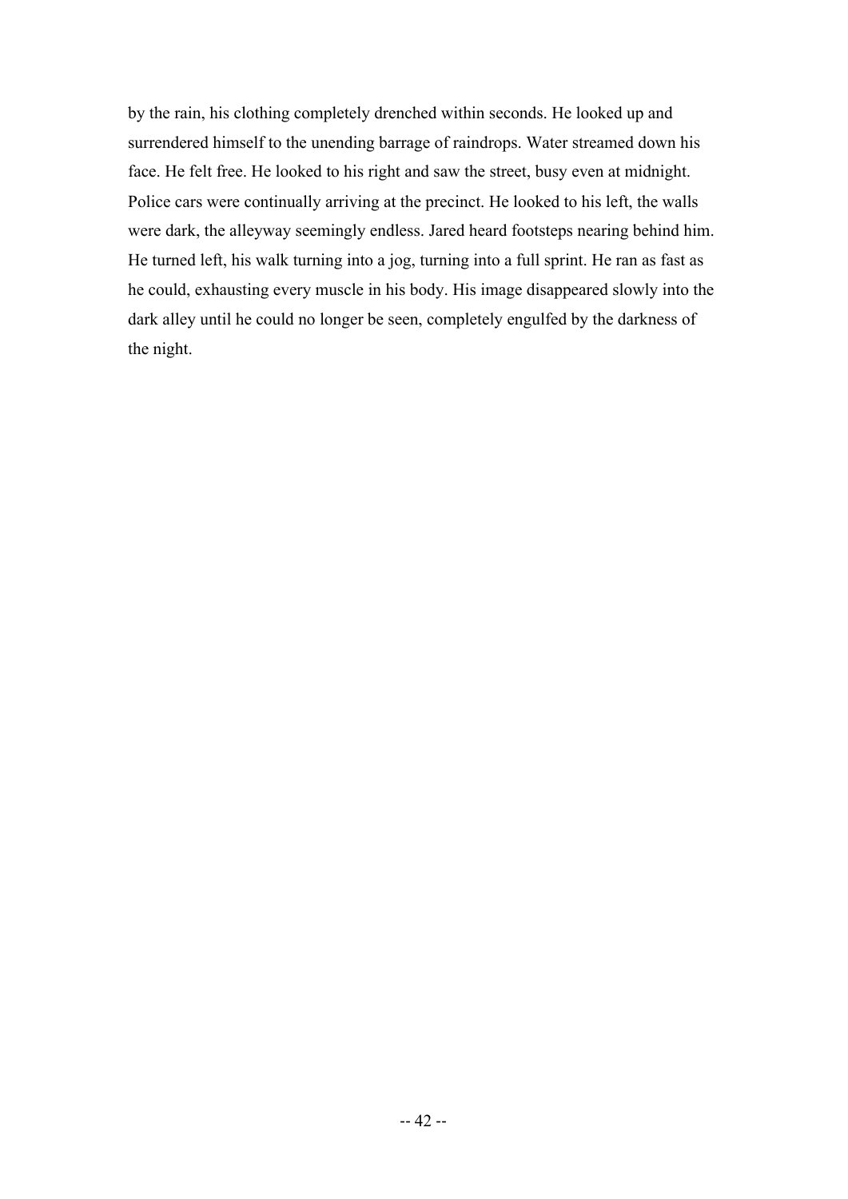by the rain, his clothing completely drenched within seconds. He looked up and surrendered himself to the unending barrage of raindrops. Water streamed down his face. He felt free. He looked to his right and saw the street, busy even at midnight. Police cars were continually arriving at the precinct. He looked to his left, the walls were dark, the alleyway seemingly endless. Jared heard footsteps nearing behind him. He turned left, his walk turning into a jog, turning into a full sprint. He ran as fast as he could, exhausting every muscle in his body. His image disappeared slowly into the dark alley until he could no longer be seen, completely engulfed by the darkness of the night.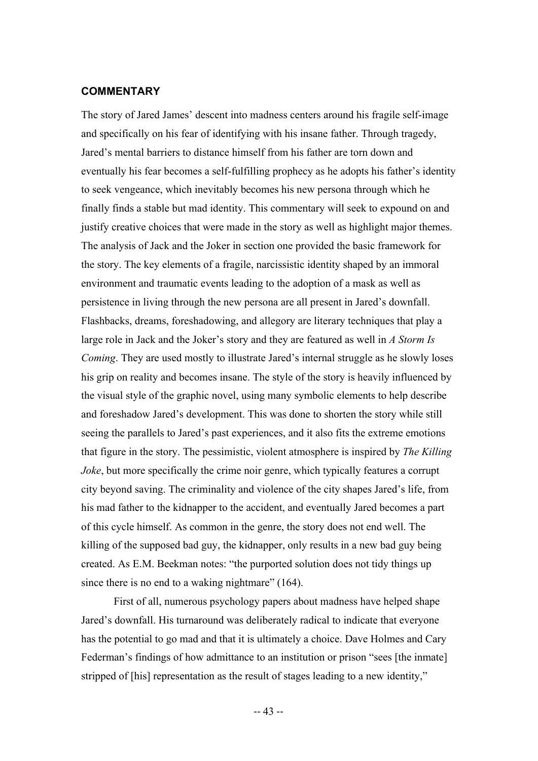## COMMENTARY

The story of Jared James' descent into madness centers around his fragile self-image and specifically on his fear of identifying with his insane father. Through tragedy, Jared's mental barriers to distance himself from his father are torn down and eventually his fear becomes a self-fulfilling prophecy as he adopts his father's identity to seek vengeance, which inevitably becomes his new persona through which he finally finds a stable but mad identity. This commentary will seek to expound on and justify creative choices that were made in the story as well as highlight major themes. The analysis of Jack and the Joker in section one provided the basic framework for the story. The key elements of a fragile, narcissistic identity shaped by an immoral environment and traumatic events leading to the adoption of a mask as well as persistence in living through the new persona are all present in Jared's downfall. Flashbacks, dreams, foreshadowing, and allegory are literary techniques that play a large role in Jack and the Joker's story and they are featured as well in *A Storm Is Coming*. They are used mostly to illustrate Jared's internal struggle as he slowly loses his grip on reality and becomes insane. The style of the story is heavily influenced by the visual style of the graphic novel, using many symbolic elements to help describe and foreshadow Jared's development. This was done to shorten the story while still seeing the parallels to Jared's past experiences, and it also fits the extreme emotions that figure in the story. The pessimistic, violent atmosphere is inspired by *The Killing Joke*, but more specifically the crime noir genre, which typically features a corrupt city beyond saving. The criminality and violence of the city shapes Jared's life, from his mad father to the kidnapper to the accident, and eventually Jared becomes a part of this cycle himself. As common in the genre, the story does not end well. The killing of the supposed bad guy, the kidnapper, only results in a new bad guy being created. As E.M. Beekman notes: "the purported solution does not tidy things up since there is no end to a waking nightmare" (164).

First of all, numerous psychology papers about madness have helped shape Jared's downfall. His turnaround was deliberately radical to indicate that everyone has the potential to go mad and that it is ultimately a choice. Dave Holmes and Cary Federman's findings of how admittance to an institution or prison "sees [the inmate] stripped of [his] representation as the result of stages leading to a new identity,"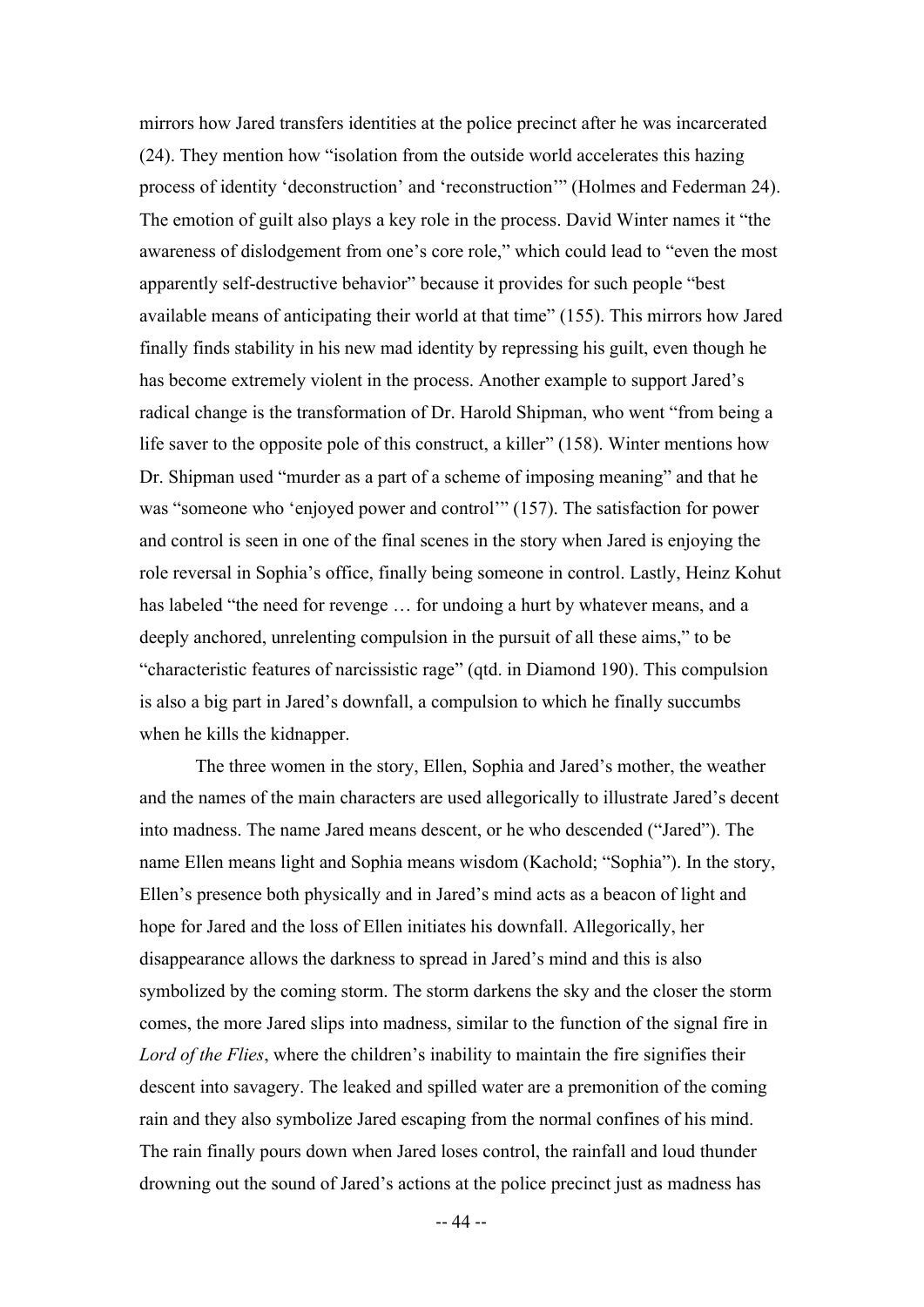mirrors how Jared transfers identities at the police precinct after he was incarcerated (24). They mention how "isolation from the outside world accelerates this hazing process of identity 'deconstruction' and 'reconstruction'" (Holmes and Federman 24). The emotion of guilt also plays a key role in the process. David Winter names it "the awareness of dislodgement from one's core role," which could lead to "even the most apparently self-destructive behavior" because it provides for such people "best available means of anticipating their world at that time" (155). This mirrors how Jared finally finds stability in his new mad identity by repressing his guilt, even though he has become extremely violent in the process. Another example to support Jared's radical change is the transformation of Dr. Harold Shipman, who went "from being a life saver to the opposite pole of this construct, a killer" (158). Winter mentions how Dr. Shipman used "murder as a part of a scheme of imposing meaning" and that he was "someone who 'enjoyed power and control'" (157). The satisfaction for power and control is seen in one of the final scenes in the story when Jared is enjoying the role reversal in Sophia's office, finally being someone in control. Lastly, Heinz Kohut has labeled "the need for revenge … for undoing a hurt by whatever means, and a deeply anchored, unrelenting compulsion in the pursuit of all these aims," to be "characteristic features of narcissistic rage" (qtd. in Diamond 190). This compulsion is also a big part in Jared's downfall, a compulsion to which he finally succumbs when he kills the kidnapper.

The three women in the story, Ellen, Sophia and Jared's mother, the weather and the names of the main characters are used allegorically to illustrate Jared's decent into madness. The name Jared means descent, or he who descended ("Jared"). The name Ellen means light and Sophia means wisdom (Kachold; "Sophia"). In the story, Ellen's presence both physically and in Jared's mind acts as a beacon of light and hope for Jared and the loss of Ellen initiates his downfall. Allegorically, her disappearance allows the darkness to spread in Jared's mind and this is also symbolized by the coming storm. The storm darkens the sky and the closer the storm comes, the more Jared slips into madness, similar to the function of the signal fire in *Lord of the Flies*, where the children's inability to maintain the fire signifies their descent into savagery. The leaked and spilled water are a premonition of the coming rain and they also symbolize Jared escaping from the normal confines of his mind. The rain finally pours down when Jared loses control, the rainfall and loud thunder drowning out the sound of Jared's actions at the police precinct just as madness has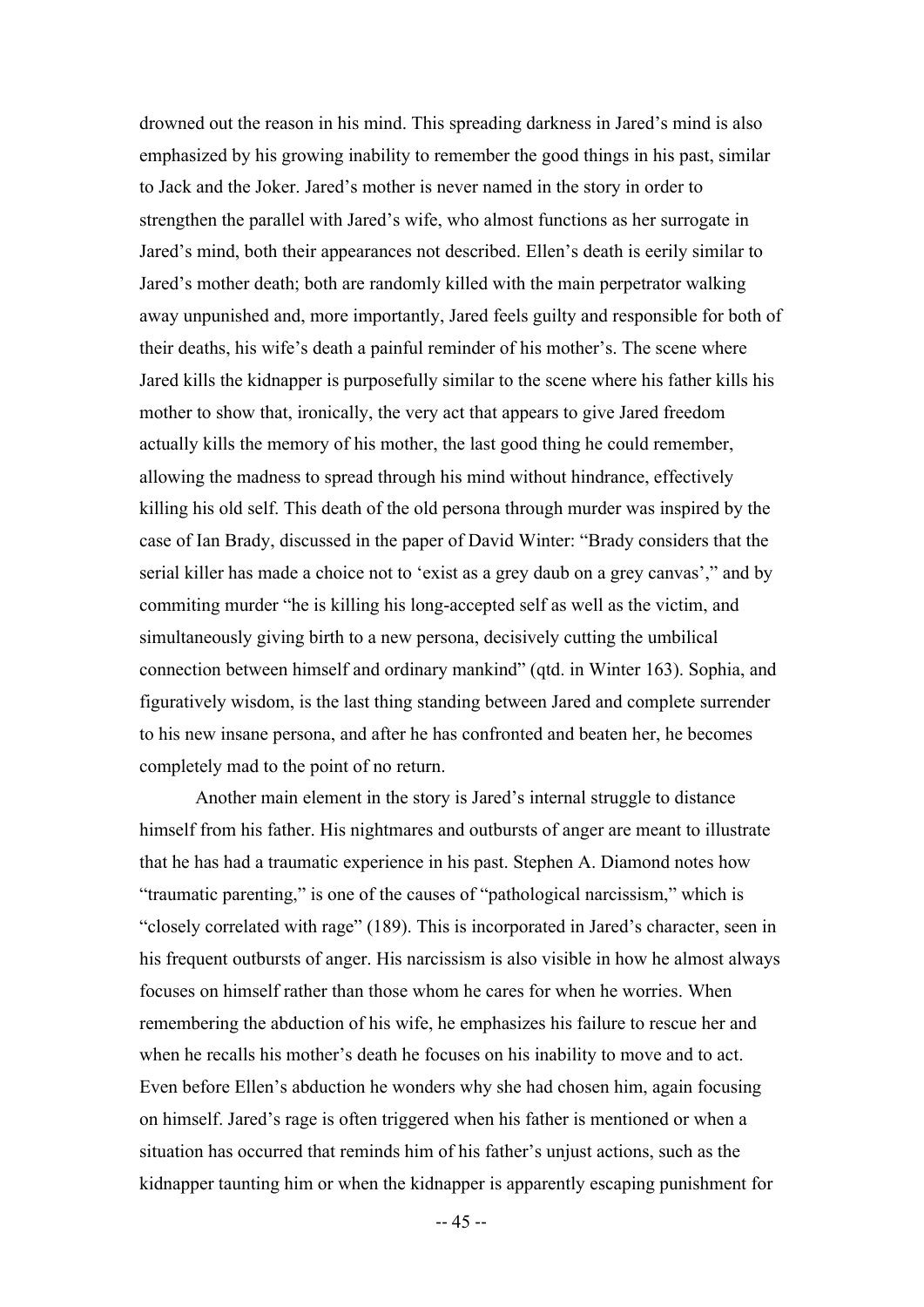drowned out the reason in his mind. This spreading darkness in Jared's mind is also emphasized by his growing inability to remember the good things in his past, similar to Jack and the Joker. Jared's mother is never named in the story in order to strengthen the parallel with Jared's wife, who almost functions as her surrogate in Jared's mind, both their appearances not described. Ellen's death is eerily similar to Jared's mother death; both are randomly killed with the main perpetrator walking away unpunished and, more importantly, Jared feels guilty and responsible for both of their deaths, his wife's death a painful reminder of his mother's. The scene where Jared kills the kidnapper is purposefully similar to the scene where his father kills his mother to show that, ironically, the very act that appears to give Jared freedom actually kills the memory of his mother, the last good thing he could remember, allowing the madness to spread through his mind without hindrance, effectively killing his old self. This death of the old persona through murder was inspired by the case of Ian Brady, discussed in the paper of David Winter: "Brady considers that the serial killer has made a choice not to 'exist as a grey daub on a grey canvas'," and by commiting murder "he is killing his long-accepted self as well as the victim, and simultaneously giving birth to a new persona, decisively cutting the umbilical connection between himself and ordinary mankind" (qtd. in Winter 163). Sophia, and figuratively wisdom, is the last thing standing between Jared and complete surrender to his new insane persona, and after he has confronted and beaten her, he becomes completely mad to the point of no return.

Another main element in the story is Jared's internal struggle to distance himself from his father. His nightmares and outbursts of anger are meant to illustrate that he has had a traumatic experience in his past. Stephen A. Diamond notes how "traumatic parenting," is one of the causes of "pathological narcissism," which is "closely correlated with rage" (189). This is incorporated in Jared's character, seen in his frequent outbursts of anger. His narcissism is also visible in how he almost always focuses on himself rather than those whom he cares for when he worries. When remembering the abduction of his wife, he emphasizes his failure to rescue her and when he recalls his mother's death he focuses on his inability to move and to act. Even before Ellen's abduction he wonders why she had chosen him, again focusing on himself. Jared's rage is often triggered when his father is mentioned or when a situation has occurred that reminds him of his father's unjust actions, such as the kidnapper taunting him or when the kidnapper is apparently escaping punishment for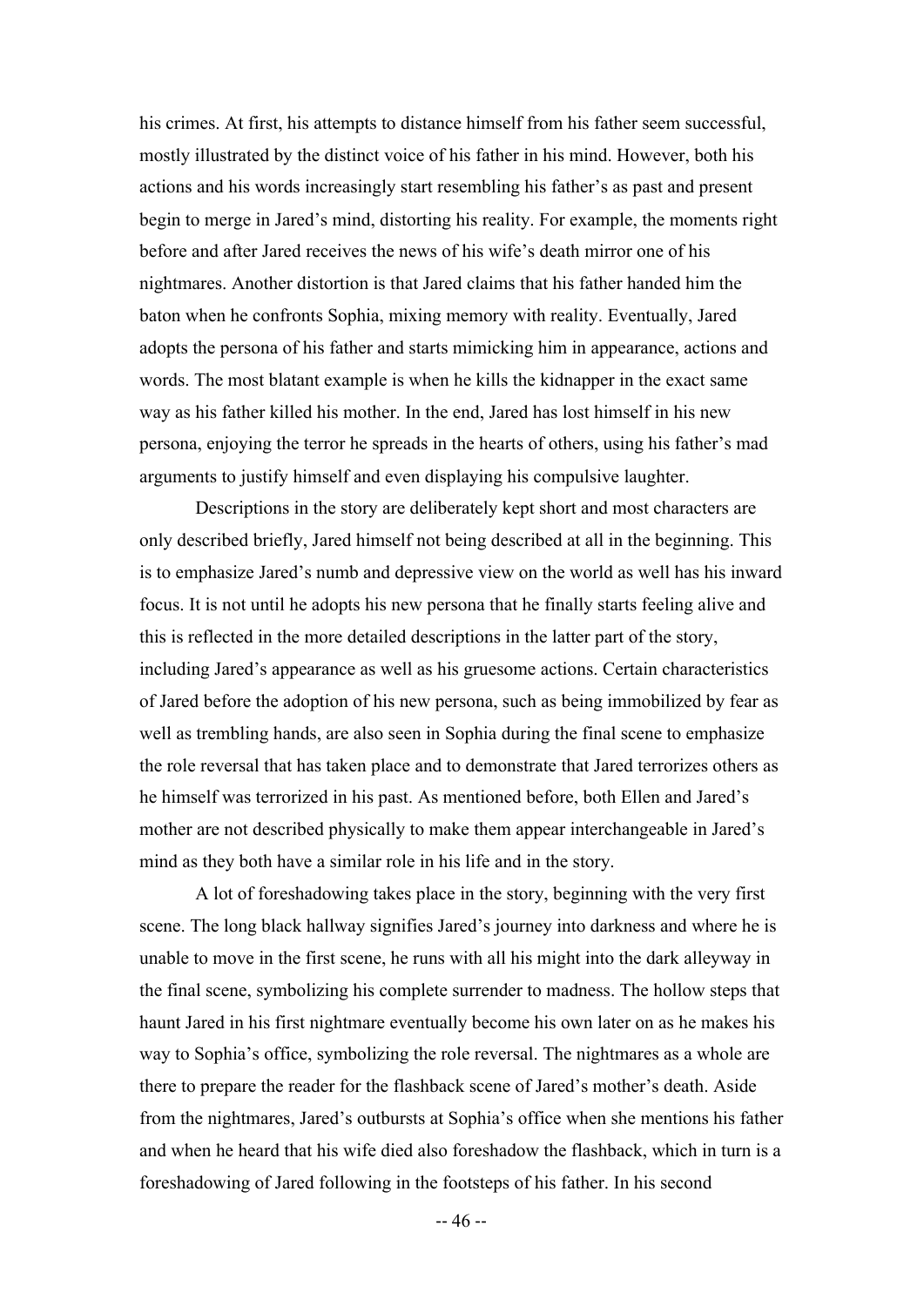his crimes. At first, his attempts to distance himself from his father seem successful, mostly illustrated by the distinct voice of his father in his mind. However, both his actions and his words increasingly start resembling his father's as past and present begin to merge in Jared's mind, distorting his reality. For example, the moments right before and after Jared receives the news of his wife's death mirror one of his nightmares. Another distortion is that Jared claims that his father handed him the baton when he confronts Sophia, mixing memory with reality. Eventually, Jared adopts the persona of his father and starts mimicking him in appearance, actions and words. The most blatant example is when he kills the kidnapper in the exact same way as his father killed his mother. In the end, Jared has lost himself in his new persona, enjoying the terror he spreads in the hearts of others, using his father's mad arguments to justify himself and even displaying his compulsive laughter.

Descriptions in the story are deliberately kept short and most characters are only described briefly, Jared himself not being described at all in the beginning. This is to emphasize Jared's numb and depressive view on the world as well has his inward focus. It is not until he adopts his new persona that he finally starts feeling alive and this is reflected in the more detailed descriptions in the latter part of the story, including Jared's appearance as well as his gruesome actions. Certain characteristics of Jared before the adoption of his new persona, such as being immobilized by fear as well as trembling hands, are also seen in Sophia during the final scene to emphasize the role reversal that has taken place and to demonstrate that Jared terrorizes others as he himself was terrorized in his past. As mentioned before, both Ellen and Jared's mother are not described physically to make them appear interchangeable in Jared's mind as they both have a similar role in his life and in the story.

A lot of foreshadowing takes place in the story, beginning with the very first scene. The long black hallway signifies Jared's journey into darkness and where he is unable to move in the first scene, he runs with all his might into the dark alleyway in the final scene, symbolizing his complete surrender to madness. The hollow steps that haunt Jared in his first nightmare eventually become his own later on as he makes his way to Sophia's office, symbolizing the role reversal. The nightmares as a whole are there to prepare the reader for the flashback scene of Jared's mother's death. Aside from the nightmares, Jared's outbursts at Sophia's office when she mentions his father and when he heard that his wife died also foreshadow the flashback, which in turn is a foreshadowing of Jared following in the footsteps of his father. In his second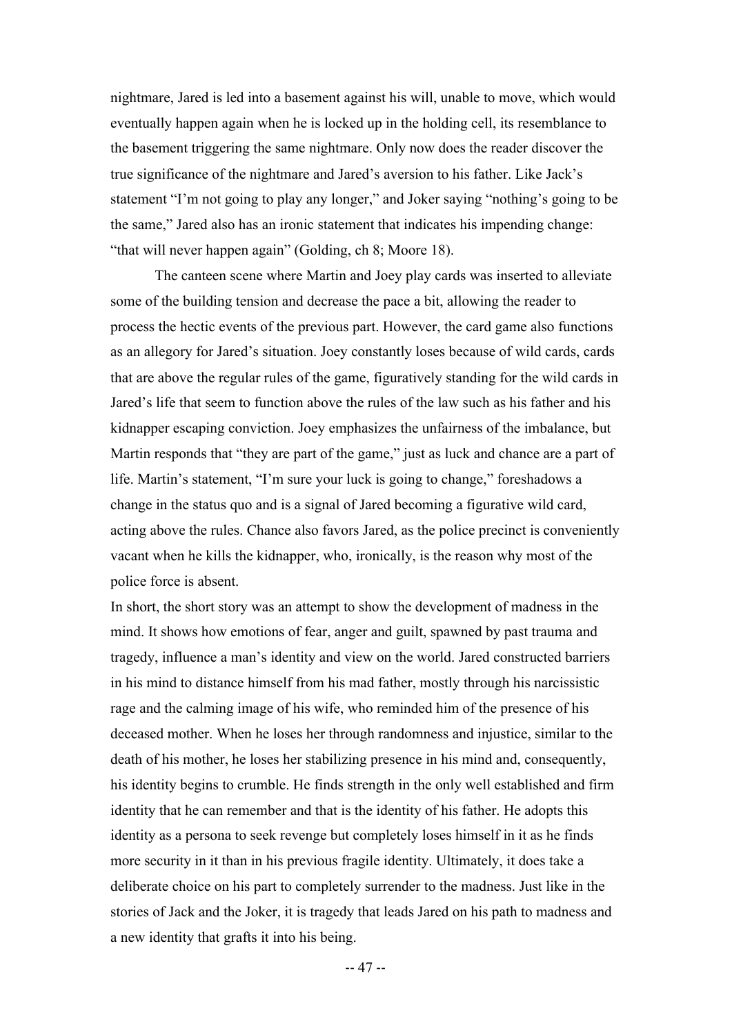nightmare, Jared is led into a basement against his will, unable to move, which would eventually happen again when he is locked up in the holding cell, its resemblance to the basement triggering the same nightmare. Only now does the reader discover the true significance of the nightmare and Jared's aversion to his father. Like Jack's statement "I'm not going to play any longer," and Joker saying "nothing's going to be the same," Jared also has an ironic statement that indicates his impending change: "that will never happen again" (Golding, ch 8; Moore 18).

The canteen scene where Martin and Joey play cards was inserted to alleviate some of the building tension and decrease the pace a bit, allowing the reader to process the hectic events of the previous part. However, the card game also functions as an allegory for Jared's situation. Joey constantly loses because of wild cards, cards that are above the regular rules of the game, figuratively standing for the wild cards in Jared's life that seem to function above the rules of the law such as his father and his kidnapper escaping conviction. Joey emphasizes the unfairness of the imbalance, but Martin responds that "they are part of the game," just as luck and chance are a part of life. Martin's statement, "I'm sure your luck is going to change," foreshadows a change in the status quo and is a signal of Jared becoming a figurative wild card, acting above the rules. Chance also favors Jared, as the police precinct is conveniently vacant when he kills the kidnapper, who, ironically, is the reason why most of the police force is absent.

In short, the short story was an attempt to show the development of madness in the mind. It shows how emotions of fear, anger and guilt, spawned by past trauma and tragedy, influence a man's identity and view on the world. Jared constructed barriers in his mind to distance himself from his mad father, mostly through his narcissistic rage and the calming image of his wife, who reminded him of the presence of his deceased mother. When he loses her through randomness and injustice, similar to the death of his mother, he loses her stabilizing presence in his mind and, consequently, his identity begins to crumble. He finds strength in the only well established and firm identity that he can remember and that is the identity of his father. He adopts this identity as a persona to seek revenge but completely loses himself in it as he finds more security in it than in his previous fragile identity. Ultimately, it does take a deliberate choice on his part to completely surrender to the madness. Just like in the stories of Jack and the Joker, it is tragedy that leads Jared on his path to madness and a new identity that grafts it into his being.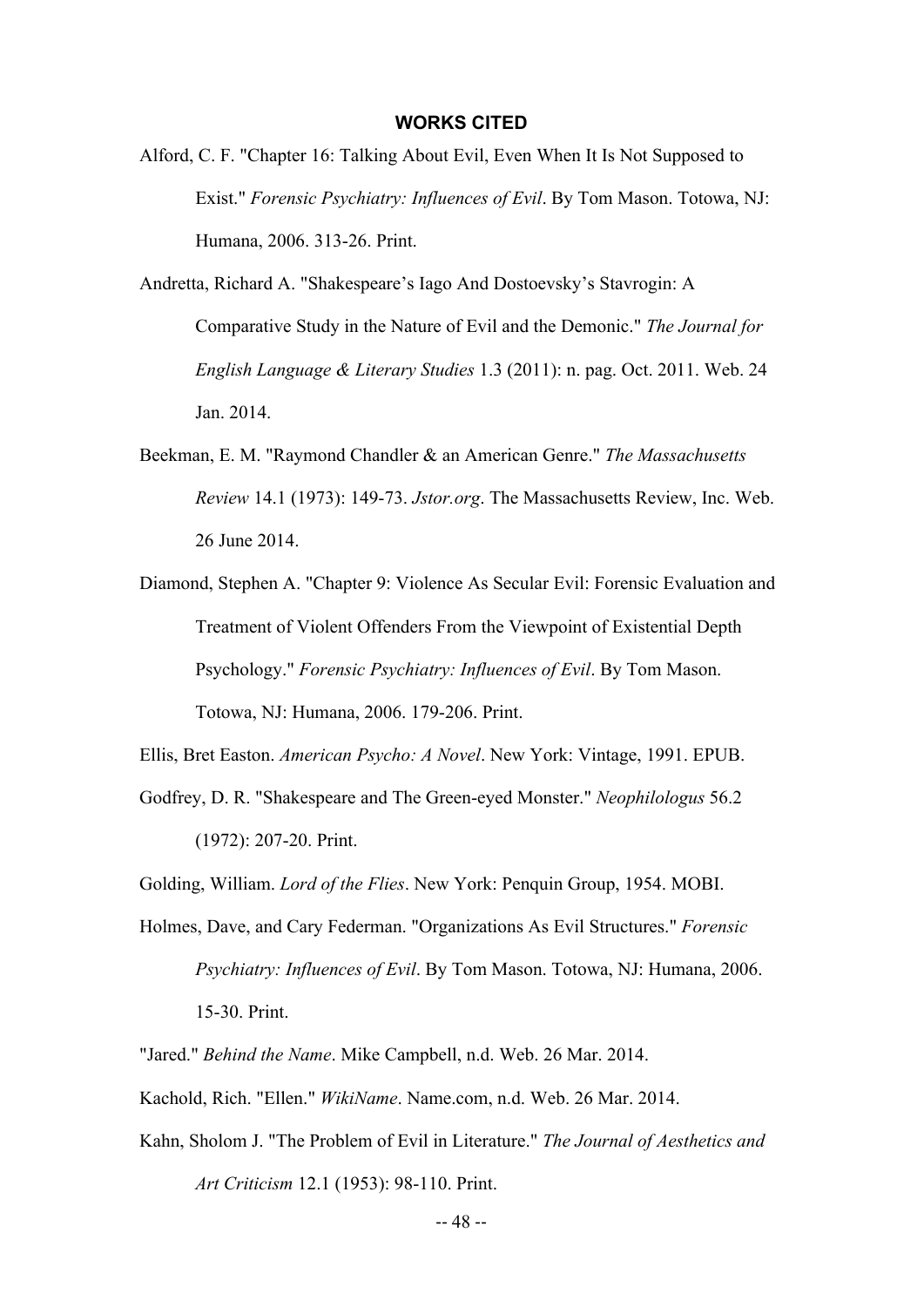## WORKS CITED

Alford, C. F. "Chapter 16: Talking About Evil, Even When It Is Not Supposed to Exist." *Forensic Psychiatry: Influences of Evil*. By Tom Mason. Totowa, NJ: Humana, 2006. 313-26. Print.

Andretta, Richard A. "Shakespeare's Iago And Dostoevsky's Stavrogin: A Comparative Study in the Nature of Evil and the Demonic." *The Journal for English Language & Literary Studies* 1.3 (2011): n. pag. Oct. 2011. Web. 24 Jan. 2014.

Beekman, E. M. "Raymond Chandler & an American Genre." *The Massachusetts Review* 14.1 (1973): 149-73. *Jstor.org*. The Massachusetts Review, Inc. Web. 26 June 2014.

Diamond, Stephen A. "Chapter 9: Violence As Secular Evil: Forensic Evaluation and Treatment of Violent Offenders From the Viewpoint of Existential Depth Psychology." *Forensic Psychiatry: Influences of Evil*. By Tom Mason. Totowa, NJ: Humana, 2006. 179-206. Print.

Ellis, Bret Easton. *American Psycho: A Novel*. New York: Vintage, 1991. EPUB.

Godfrey, D. R. "Shakespeare and The Green-eyed Monster." *Neophilologus* 56.2 (1972): 207-20. Print.

Golding, William. *Lord of the Flies*. New York: Penquin Group, 1954. MOBI.

Holmes, Dave, and Cary Federman. "Organizations As Evil Structures." *Forensic Psychiatry: Influences of Evil*. By Tom Mason. Totowa, NJ: Humana, 2006. 15-30. Print.

"Jared." *Behind the Name*. Mike Campbell, n.d. Web. 26 Mar. 2014.

Kachold, Rich. "Ellen." *WikiName*. Name.com, n.d. Web. 26 Mar. 2014.

Kahn, Sholom J. "The Problem of Evil in Literature." *The Journal of Aesthetics and Art Criticism* 12.1 (1953): 98-110. Print.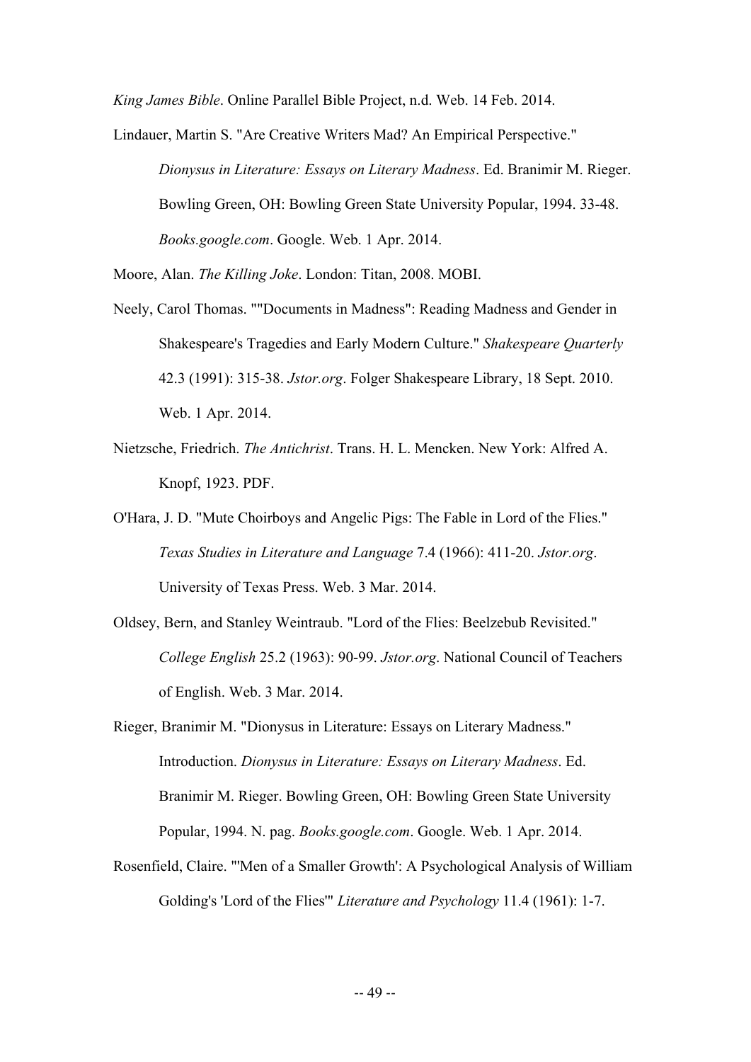*King James Bible*. Online Parallel Bible Project, n.d. Web. 14 Feb. 2014.

Lindauer, Martin S. "Are Creative Writers Mad? An Empirical Perspective." *Dionysus in Literature: Essays on Literary Madness*. Ed. Branimir M. Rieger. Bowling Green, OH: Bowling Green State University Popular, 1994. 33-48. *Books.google.com*. Google. Web. 1 Apr. 2014.

Moore, Alan. *The Killing Joke*. London: Titan, 2008. MOBI.

Neely, Carol Thomas. ""Documents in Madness": Reading Madness and Gender in Shakespeare's Tragedies and Early Modern Culture." *Shakespeare Quarterly* 42.3 (1991): 315-38. *Jstor.org*. Folger Shakespeare Library, 18 Sept. 2010. Web. 1 Apr. 2014.

Nietzsche, Friedrich. *The Antichrist*. Trans. H. L. Mencken. New York: Alfred A. Knopf, 1923. PDF.

O'Hara, J. D. "Mute Choirboys and Angelic Pigs: The Fable in Lord of the Flies." *Texas Studies in Literature and Language* 7.4 (1966): 411-20. *Jstor.org*. University of Texas Press. Web. 3 Mar. 2014.

Oldsey, Bern, and Stanley Weintraub. "Lord of the Flies: Beelzebub Revisited." *College English* 25.2 (1963): 90-99. *Jstor.org*. National Council of Teachers of English. Web. 3 Mar. 2014.

Rieger, Branimir M. "Dionysus in Literature: Essays on Literary Madness." Introduction. *Dionysus in Literature: Essays on Literary Madness*. Ed. Branimir M. Rieger. Bowling Green, OH: Bowling Green State University Popular, 1994. N. pag. *Books.google.com*. Google. Web. 1 Apr. 2014.

Rosenfield, Claire. "'Men of a Smaller Growth': A Psychological Analysis of William Golding's 'Lord of the Flies'" *Literature and Psychology* 11.4 (1961): 1-7.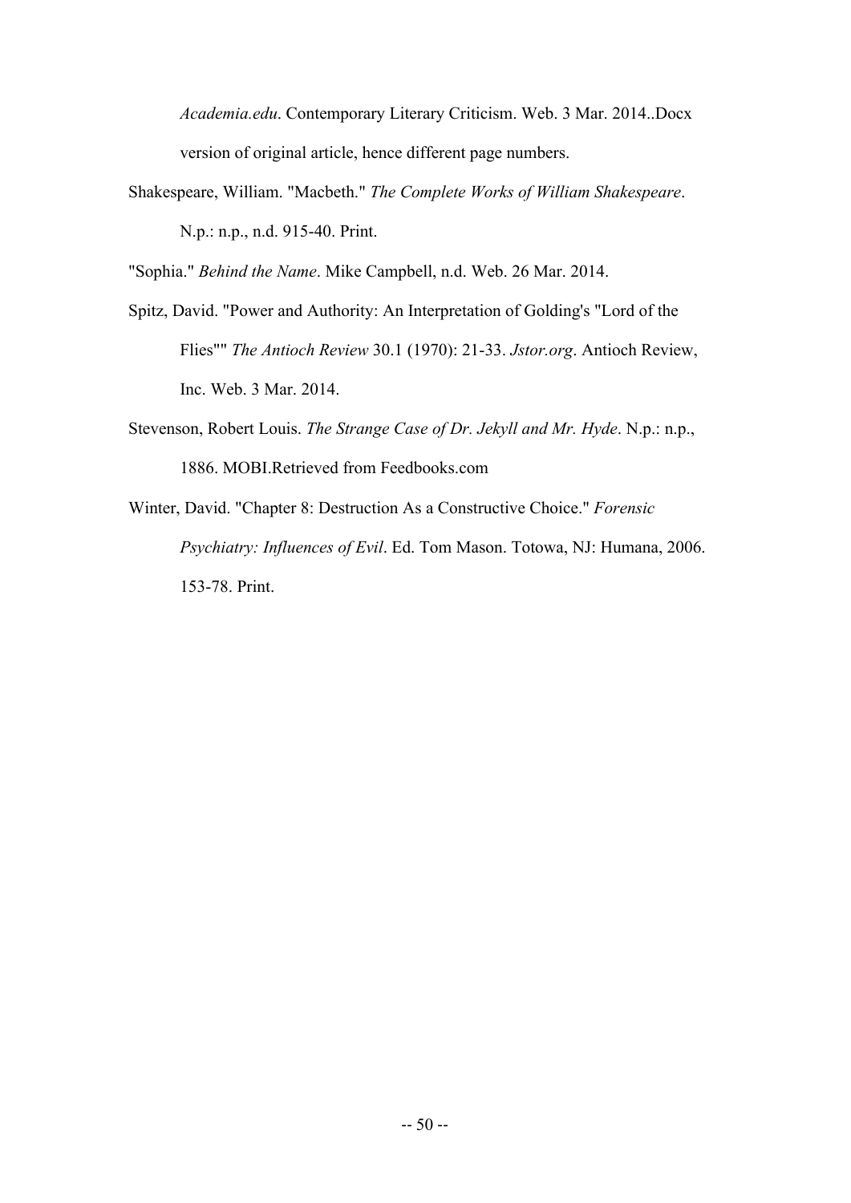*Academia.edu*. Contemporary Literary Criticism. Web. 3 Mar. 2014..Docx version of original article, hence different page numbers.

Shakespeare, William. "Macbeth." *The Complete Works of William Shakespeare*. N.p.: n.p., n.d. 915-40. Print.

"Sophia." *Behind the Name*. Mike Campbell, n.d. Web. 26 Mar. 2014.

Spitz, David. "Power and Authority: An Interpretation of Golding's "Lord of the Flies"" *The Antioch Review* 30.1 (1970): 21-33. *Jstor.org*. Antioch Review, Inc. Web. 3 Mar. 2014.

Stevenson, Robert Louis. *The Strange Case of Dr. Jekyll and Mr. Hyde*. N.p.: n.p., 1886. MOBI.Retrieved from Feedbooks.com

Winter, David. "Chapter 8: Destruction As a Constructive Choice." *Forensic Psychiatry: Influences of Evil*. Ed. Tom Mason. Totowa, NJ: Humana, 2006. 153-78. Print.